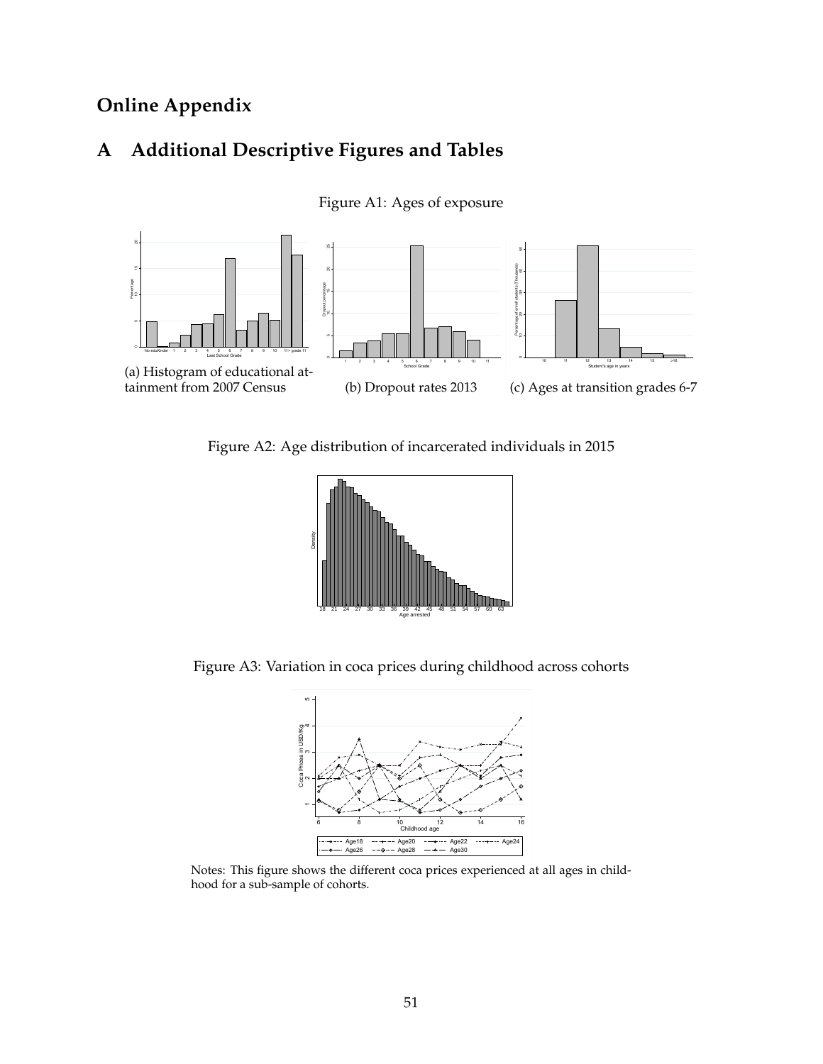# Online Appendix

## A Additional Descriptive Figures and Tables

Figure A1: Ages of exposure

(a) Histogram of educational attainment from 2007 Census

(b) Dropout rates 2013

(c) Ages at transition grades 6-7

Figure A2: Age distribution of incarcerated individuals in 2015

Figure A3: Variation in coca prices during childhood across cohorts

Notes: This figure shows the different coca prices experienced at all ages in childhood for a sub-sample of cohorts.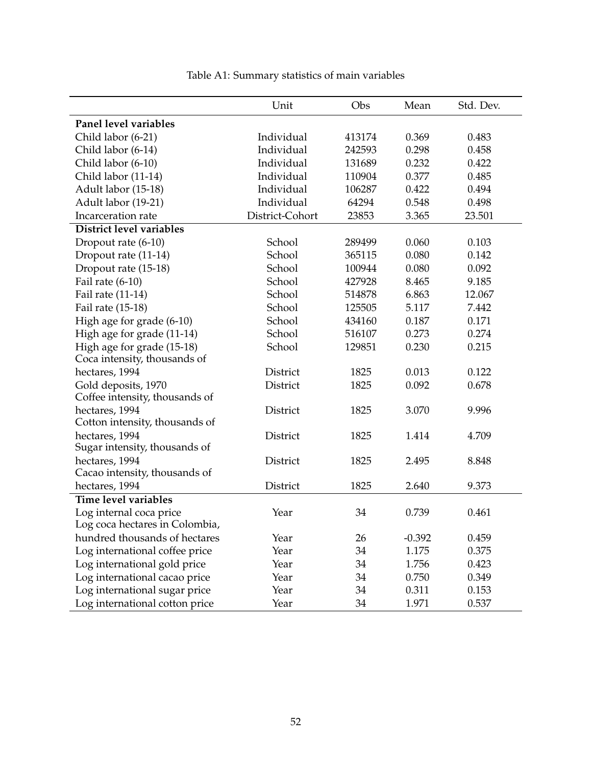Table A1: Summary statistics of main variables

| | Unit | Obs | Mean | Std. Dev. |
|---|---|---|---|---|
| **Panel level variables** | | | | |
| Child labor (6-21) | Individual | 413174 | 0.369 | 0.483 |
| Child labor (6-14) | Individual | 242593 | 0.298 | 0.458 |
| Child labor (6-10) | Individual | 131689 | 0.232 | 0.422 |
| Child labor (11-14) | Individual | 110904 | 0.377 | 0.485 |
| Adult labor (15-18) | Individual | 106287 | 0.422 | 0.494 |
| Adult labor (19-21) | Individual | 64294 | 0.548 | 0.498 |
| Incarceration rate | District-Cohort | 23853 | 3.365 | 23.501 |
| **District level variables** | | | | |
| Dropout rate (6-10) | School | 289499 | 0.060 | 0.103 |
| Dropout rate (11-14) | School | 365115 | 0.080 | 0.142 |
| Dropout rate (15-18) | School | 100944 | 0.080 | 0.092 |
| Fail rate (6-10) | School | 427928 | 8.465 | 9.185 |
| Fail rate (11-14) | School | 514878 | 6.863 | 12.067 |
| Fail rate (15-18) | School | 125505 | 5.117 | 7.442 |
| High age for grade (6-10) | School | 434160 | 0.187 | 0.171 |
| High age for grade (11-14) | School | 516107 | 0.273 | 0.274 |
| High age for grade (15-18) | School | 129851 | 0.230 | 0.215 |
| Coca intensity, thousands of hectares, 1994 | District | 1825 | 0.013 | 0.122 |
| Gold deposits, 1970 | District | 1825 | 0.092 | 0.678 |
| Coffee intensity, thousands of hectares, 1994 | District | 1825 | 3.070 | 9.996 |
| Cotton intensity, thousands of hectares, 1994 | District | 1825 | 1.414 | 4.709 |
| Sugar intensity, thousands of hectares, 1994 | District | 1825 | 2.495 | 8.848 |
| Cacao intensity, thousands of hectares, 1994 | District | 1825 | 2.640 | 9.373 |
| **Time level variables** | | | | |
| Log internal coca price | Year | 34 | 0.739 | 0.461 |
| Log coca hectares in Colombia, hundred thousands of hectares | Year | 26 | -0.392 | 0.459 |
| Log international coffee price | Year | 34 | 1.175 | 0.375 |
| Log international gold price | Year | 34 | 1.756 | 0.423 |
| Log international cacao price | Year | 34 | 0.750 | 0.349 |
| Log international sugar price | Year | 34 | 0.311 | 0.153 |
| Log international cotton price | Year | 34 | 1.971 | 0.537 |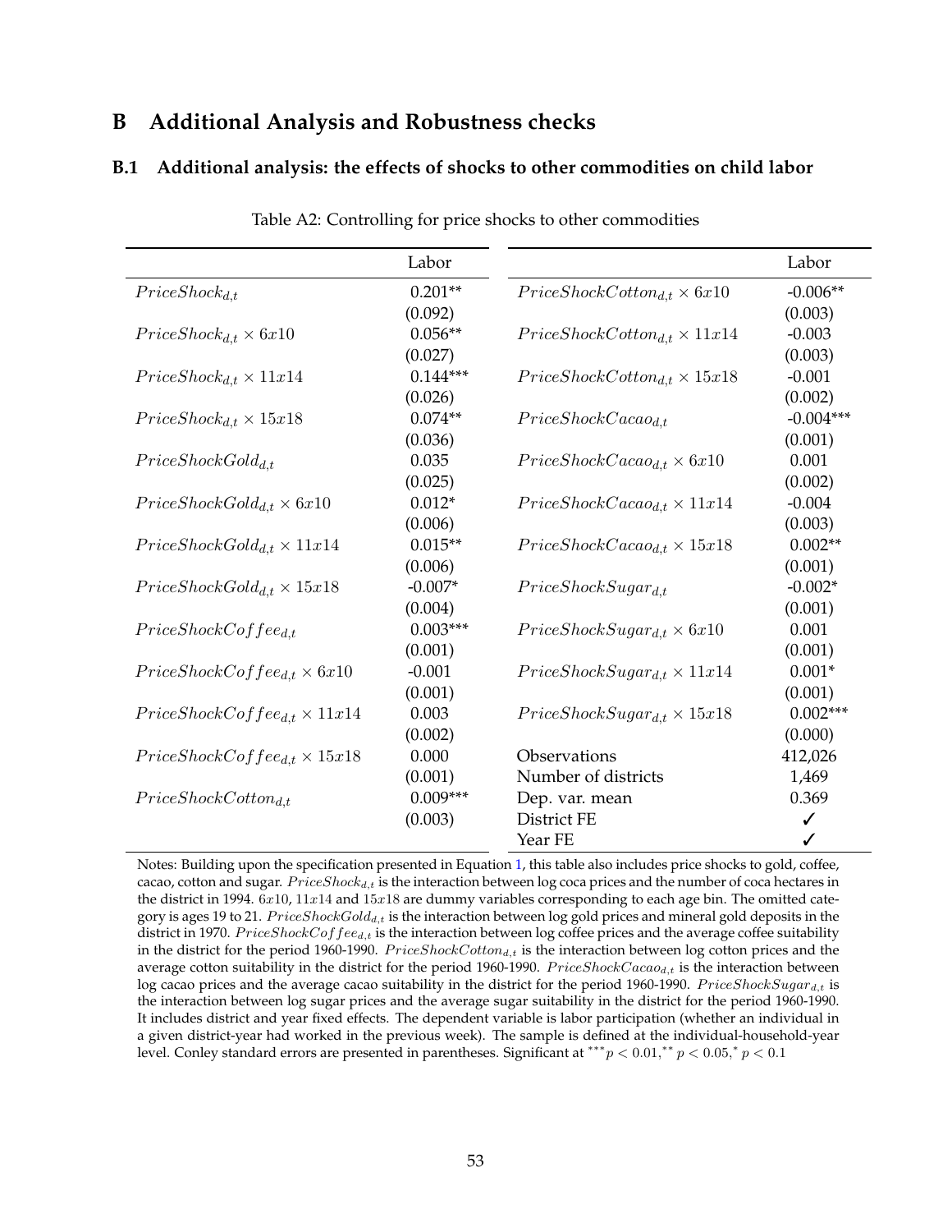# B Additional Analysis and Robustness checks

## B.1 Additional analysis: the effects of shocks to other commodities on child labor

Table A2: Controlling for price shocks to other commodities

| | Labor | | Labor |
|---|---|---|---|
| $PriceShock_{d,t}$ | 0.201** | $PriceShockCotton_{d,t} \times 6x10$ | -0.006** |
| | (0.092) | | (0.003) |
| $PriceShock_{d,t} \times 6x10$ | 0.056** | $PriceShockCotton_{d,t} \times 11x14$ | -0.003 |
| | (0.027) | | (0.003) |
| $PriceShock_{d,t} \times 11x14$ | 0.144*** | $PriceShockCotton_{d,t} \times 15x18$ | -0.001 |
| | (0.026) | | (0.002) |
| $PriceShock_{d,t} \times 15x18$ | 0.074** | $PriceShockCacao_{d,t}$ | -0.004*** |
| | (0.036) | | (0.001) |
| $PriceShockGold_{d,t}$ | 0.035 | $PriceShockCacao_{d,t} \times 6x10$ | 0.001 |
| | (0.025) | | (0.002) |
| $PriceShockGold_{d,t} \times 6x10$ | 0.012* | $PriceShockCacao_{d,t} \times 11x14$ | -0.004 |
| | (0.006) | | (0.003) |
| $PriceShockGold_{d,t} \times 11x14$ | 0.015** | $PriceShockCacao_{d,t} \times 15x18$ | 0.002** |
| | (0.006) | | (0.001) |
| $PriceShockGold_{d,t} \times 15x18$ | -0.007* | $PriceShockSugar_{d,t}$ | -0.002* |
| | (0.004) | | (0.001) |
| $PriceShockCoffee_{d,t}$ | 0.003*** | $PriceShockSugar_{d,t} \times 6x10$ | 0.001 |
| | (0.001) | | (0.001) |
| $PriceShockCoffee_{d,t} \times 6x10$ | -0.001 | $PriceShockSugar_{d,t} \times 11x14$ | 0.001* |
| | (0.001) | | (0.001) |
| $PriceShockCoffee_{d,t} \times 11x14$ | 0.003 | $PriceShockSugar_{d,t} \times 15x18$ | 0.002*** |
| | (0.002) | | (0.000) |
| $PriceShockCoffee_{d,t} \times 15x18$ | 0.000 | Observations | 412,026 |
| | (0.001) | Number of districts | 1,469 |
| $PriceShockCotton_{d,t}$ | 0.009*** | Dep. var. mean | 0.369 |
| | (0.003) | District FE | ✓ |
| | | Year FE | ✓ |

Notes: Building upon the specification presented in Equation 1, this table also includes price shocks to gold, coffee, cacao, cotton and sugar. $PriceShock_{d,t}$ is the interaction between log coca prices and the number of coca hectares in the district in 1994. $6x10$, $11x14$ and $15x18$ are dummy variables corresponding to each age bin. The omitted category is ages 19 to 21. $PriceShockGold_{d,t}$ is the interaction between log gold prices and mineral gold deposits in the district in 1970. $PriceShockCoffee_{d,t}$ is the interaction between log coffee prices and the average coffee suitability in the district for the period 1960-1990. $PriceShockCotton_{d,t}$ is the interaction between log cotton prices and the average cotton suitability in the district for the period 1960-1990. $PriceShockCacao_{d,t}$ is the interaction between log cacao prices and the average cacao suitability in the district for the period 1960-1990. $PriceShockSugar_{d,t}$ is the interaction between log sugar prices and the average sugar suitability in the district for the period 1960-1990. It includes district and year fixed effects. The dependent variable is labor participation (whether an individual in a given district-year had worked in the previous week). The sample is defined at the individual-household-year level. Conley standard errors are presented in parentheses. Significant at $^{***}p < 0.01, ^{**}p < 0.05, ^{*}p < 0.1$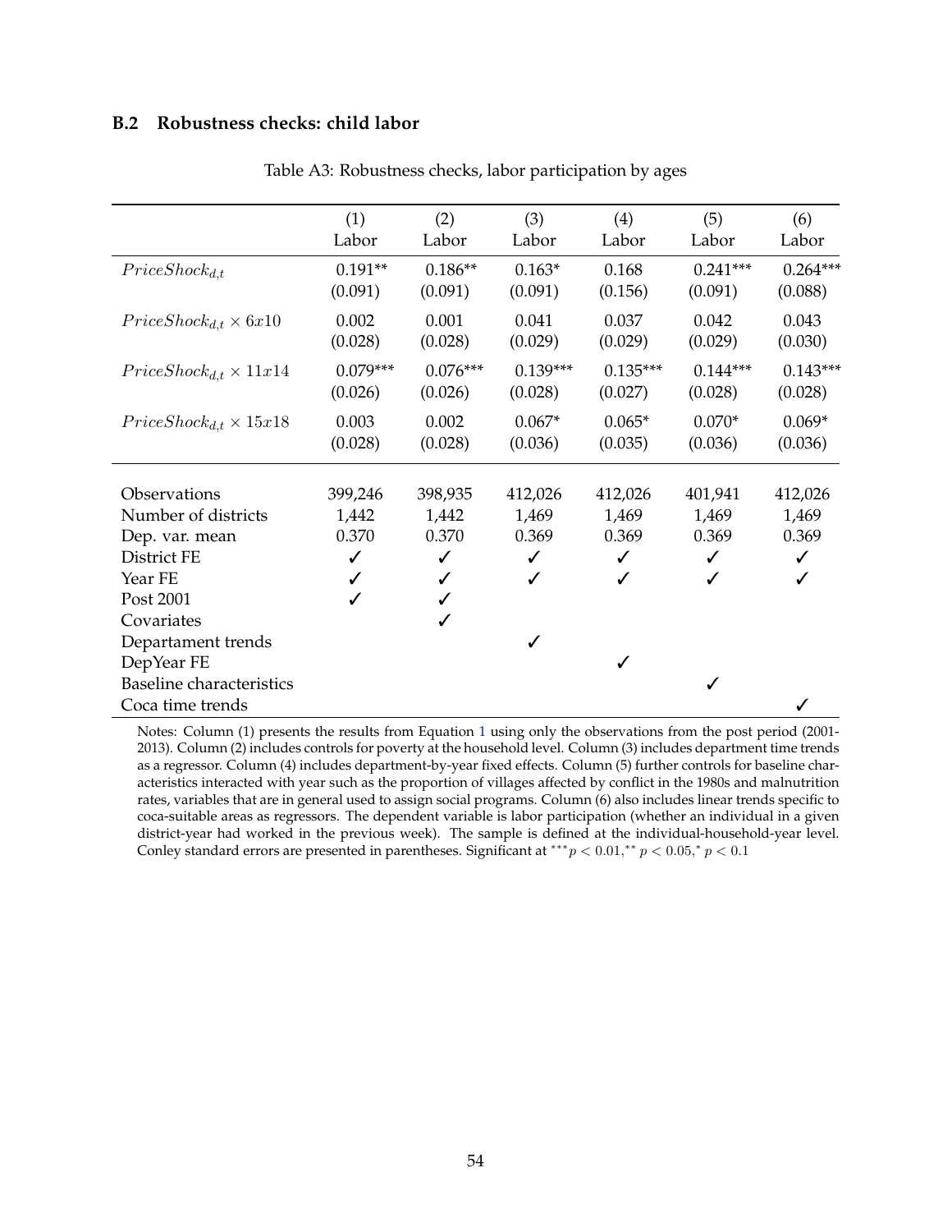### B.2 Robustness checks: child labor

Table A3: Robustness checks, labor participation by ages

| | (1) Labor | (2) Labor | (3) Labor | (4) Labor | (5) Labor | (6) Labor |
|---|---|---|---|---|---|---|
| $PriceShock_{d,t}$ | 0.191** | 0.186** | 0.163* | 0.168 | 0.241*** | 0.264*** |
| | (0.091) | (0.091) | (0.091) | (0.156) | (0.091) | (0.088) |
| $PriceShock_{d,t} \times 6x10$ | 0.002 | 0.001 | 0.041 | 0.037 | 0.042 | 0.043 |
| | (0.028) | (0.028) | (0.029) | (0.029) | (0.029) | (0.030) |
| $PriceShock_{d,t} \times 11x14$ | 0.079*** | 0.076*** | 0.139*** | 0.135*** | 0.144*** | 0.143*** |
| | (0.026) | (0.026) | (0.028) | (0.027) | (0.028) | (0.028) |
| $PriceShock_{d,t} \times 15x18$ | 0.003 | 0.002 | 0.067* | 0.065* | 0.070* | 0.069* |
| | (0.028) | (0.028) | (0.036) | (0.035) | (0.036) | (0.036) |
| Observations | 399,246 | 398,935 | 412,026 | 412,026 | 401,941 | 412,026 |
| Number of districts | 1,442 | 1,442 | 1,469 | 1,469 | 1,469 | 1,469 |
| Dep. var. mean | 0.370 | 0.370 | 0.369 | 0.369 | 0.369 | 0.369 |
| District FE | ✓ | ✓ | ✓ | ✓ | ✓ | ✓ |
| Year FE | ✓ | ✓ | ✓ | ✓ | ✓ | ✓ |
| Post 2001 | ✓ | ✓ | | | | |
| Covariates | | ✓ | | | | |
| Departament trends | | | ✓ | | | |
| DepYear FE | | | | ✓ | | |
| Baseline characteristics | | | | | ✓ | |
| Coca time trends | | | | | | ✓ |

Notes: Column (1) presents the results from Equation 1 using only the observations from the post period (2001-2013). Column (2) includes controls for poverty at the household level. Column (3) includes department time trends as a regressor. Column (4) includes department-by-year fixed effects. Column (5) further controls for baseline characteristics interacted with year such as the proportion of villages affected by conflict in the 1980s and malnutrition rates, variables that are in general used to assign social programs. Column (6) also includes linear trends specific to coca-suitable areas as regressors. The dependent variable is labor participation (whether an individual in a given district-year had worked in the previous week). The sample is defined at the individual-household-year level. Conley standard errors are presented in parentheses. Significant at $^{***}p < 0.01, ^{**}p < 0.05, ^{*}p < 0.1$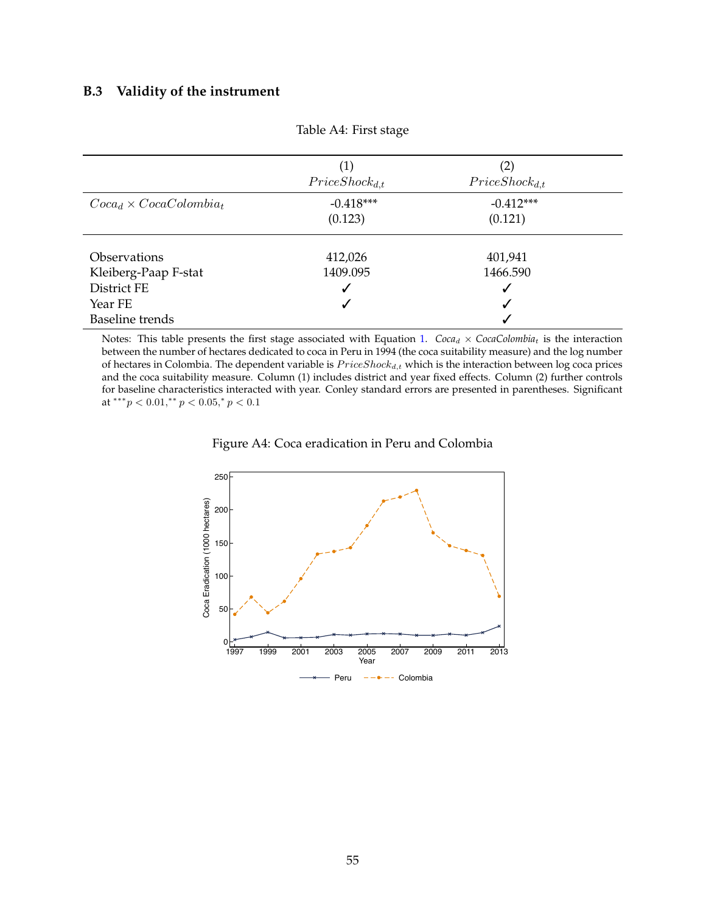### B.3 Validity of the instrument

Table A4: First stage

| | (1) | (2) |
|---|---|---|
| | $PriceShock_{d,t}$ | $PriceShock_{d,t}$ |
| $Coca_d \times CocaColombia_t$ | -0.418*** | -0.412*** |
| | (0.123) | (0.121) |
| Observations | 412,026 | 401,941 |
| Kleiberg-Paap F-stat | 1409.095 | 1466.590 |
| District FE | ✓ | ✓ |
| Year FE | ✓ | ✓ |
| Baseline trends | | ✓ |

Notes: This table presents the first stage associated with Equation 1. $Coca_d \times CocaColombia_t$ is the interaction between the number of hectares dedicated to coca in Peru in 1994 (the coca suitability measure) and the log number of hectares in Colombia. The dependent variable is $PriceShock_{d,t}$ which is the interaction between log coca prices and the coca suitability measure. Column (1) includes district and year fixed effects. Column (2) further controls for baseline characteristics interacted with year. Conley standard errors are presented in parentheses. Significant at $^{***}p < 0.01, ^{**}p < 0.05, ^{*}p < 0.1$

Figure A4: Coca eradication in Peru and Colombia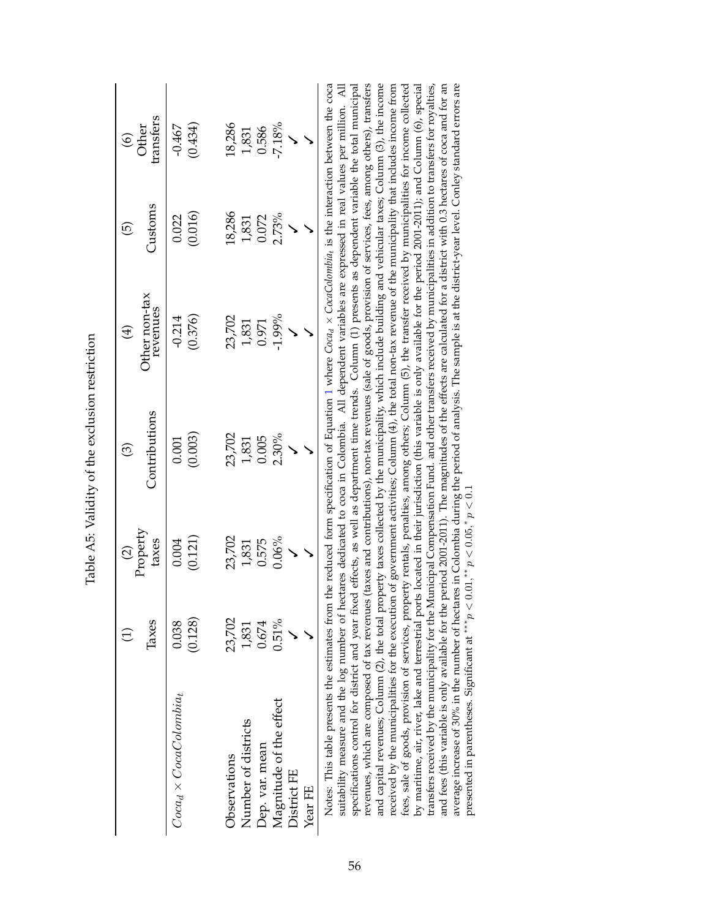Table A5: Validity of the exclusion restriction

| | (1) Taxes | (2) Property taxes | (3) Contributions | (4) Other non-tax revenues | (5) Customs | (6) Other transfers |
|---|---|---|---|---|---|---|
| $Coca_d \times CocaColombia_t$ | 0.038 | 0.004 | 0.001 | -0.214 | 0.022 | -0.467 |
| | (0.128) | (0.121) | (0.003) | (0.376) | (0.016) | (0.434) |
| Observations | 23,702 | 23,702 | 23,702 | 23,702 | 18,286 | 18,286 |
| Number of districts | 1,831 | 1,831 | 1,831 | 1,831 | 1,831 | 1,831 |
| Dep. var. mean | 0.674 | 0.575 | 0.005 | 0.971 | 0.072 | 0.586 |
| Magnitude of the effect | 0.51% | 0.06% | 2.30% | -1.99% | 2.73% | -7.18% |
| District FE | ✓ | ✓ | ✓ | ✓ | ✓ | ✓ |
| Year FE | ✓ | ✓ | ✓ | ✓ | ✓ | ✓ |

Notes: This table presents the estimates from the reduced form specification of Equation 1 where $Coca_d \times CocaColombia_t$ is the interaction between the coca suitability measure and the log number of hectares dedicated to coca in Colombia. All dependent variables are expressed in real values per million. All specifications control for district and year fixed effects, as well as department time trends. Column (1) presents as dependent variable the total municipal revenues, which are composed of tax revenues (taxes and contributions), non-tax revenues (sale of goods, provision of services, fees, among others), transfers and capital revenues; Column (2), the total property taxes collected by the municipality, which include building and vehicular taxes; Column (3), the income received by the municipalities for the execution of government activities; Column (4), the total non-tax revenue of the municipality that includes income from fees, sale of goods, provision of services, property rentals, penalties, among others; Column (5), the transfer received by municipalities for income collected by maritime, air, river, lake and terrestrial ports located in their jurisdiction (this variable is only available for the period 2001-2011); and Column (6), special transfers received by the municipality for the Municipal Compensation Fund. and other transfers received by municipalities in addition to transfers for royalties, and fees (this variable is only available for the period 2001-2011). The magnitudes of the effects are calculated for a district with 0.3 hectares of coca and for an average increase of 30% in the number of hectares in Colombia during the period of analysis. The sample is at the district-year level. Conley standard errors are presented in parentheses. Significant at $^{***}p < 0.01$, $^{**}p < 0.05$, $^{*}p < 0.1$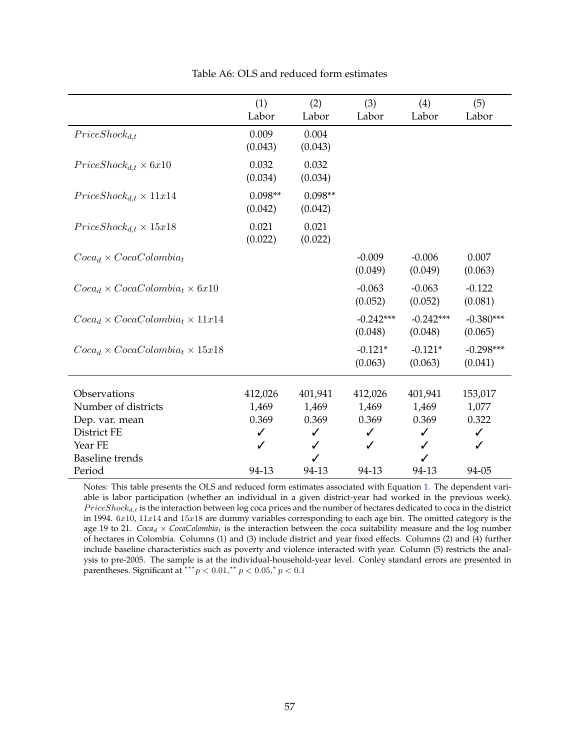Table A6: OLS and reduced form estimates

| | (1) Labor | (2) Labor | (3) Labor | (4) Labor | (5) Labor |
|---|---|---|---|---|---|
| $PriceShock_{d,t}$ | 0.009 | 0.004 | | | |
| | (0.043) | (0.043) | | | |
| $PriceShock_{d,t} \times 6x10$ | 0.032 | 0.032 | | | |
| | (0.034) | (0.034) | | | |
| $PriceShock_{d,t} \times 11x14$ | 0.098** | 0.098** | | | |
| | (0.042) | (0.042) | | | |
| $PriceShock_{d,t} \times 15x18$ | 0.021 | 0.021 | | | |
| | (0.022) | (0.022) | | | |
| $Coca_d \times CocaColombia_t$ | | | -0.009 | -0.006 | 0.007 |
| | | | (0.049) | (0.049) | (0.063) |
| $Coca_d \times CocaColombia_t \times 6x10$ | | | -0.063 | -0.063 | -0.122 |
| | | | (0.052) | (0.052) | (0.081) |
| $Coca_d \times CocaColombia_t \times 11x14$ | | | -0.242*** | -0.242*** | -0.380*** |
| | | | (0.048) | (0.048) | (0.065) |
| $Coca_d \times CocaColombia_t \times 15x18$ | | | -0.121* | -0.121* | -0.298*** |
| | | | (0.063) | (0.063) | (0.041) |
| Observations | 412,026 | 401,941 | 412,026 | 401,941 | 153,017 |
| Number of districts | 1,469 | 1,469 | 1,469 | 1,469 | 1,077 |
| Dep. var. mean | 0.369 | 0.369 | 0.369 | 0.369 | 0.322 |
| District FE | ✓ | ✓ | ✓ | ✓ | ✓ |
| Year FE | ✓ | ✓ | ✓ | ✓ | ✓ |
| Baseline trends | | ✓ | | ✓ | |
| Period | 94-13 | 94-13 | 94-13 | 94-13 | 94-05 |

Notes: This table presents the OLS and reduced form estimates associated with Equation 1. The dependent variable is labor participation (whether an individual in a given district-year had worked in the previous week). $PriceShock_{d,t}$ is the interaction between log coca prices and the number of hectares dedicated to coca in the district in 1994. $6x10$, $11x14$ and $15x18$ are dummy variables corresponding to each age bin. The omitted category is the age 19 to 21. $Coca_d \times CocaColombia_t$ is the interaction between the coca suitability measure and the log number of hectares in Colombia. Columns (1) and (3) include district and year fixed effects. Columns (2) and (4) further include baseline characteristics such as poverty and violence interacted with year. Column (5) restricts the analysis to pre-2005. The sample is at the individual-household-year level. Conley standard errors are presented in parentheses. Significant at $^{***}p < 0.01, ^{**}p < 0.05, ^{*}p < 0.1$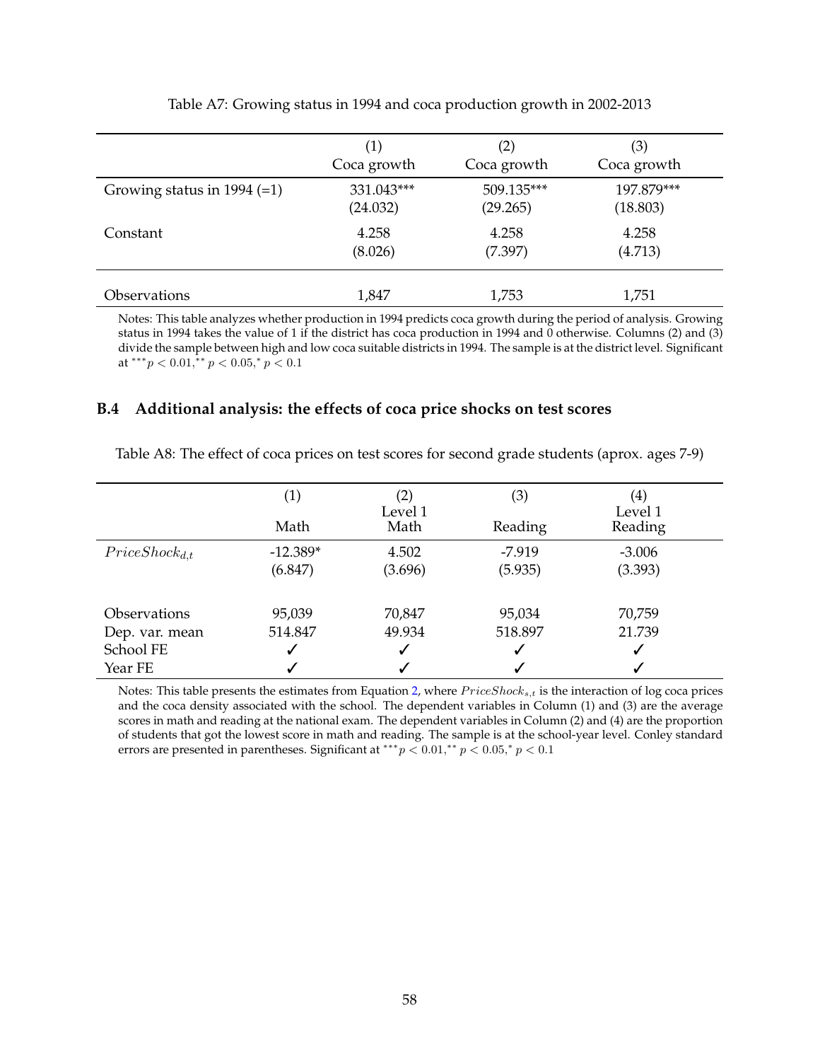Table A7: Growing status in 1994 and coca production growth in 2002-2013

| | (1) Coca growth | (2) Coca growth | (3) Coca growth |
|---|---|---|---|
| Growing status in 1994 (=1) | 331.043*** | 509.135*** | 197.879*** |
| | (24.032) | (29.265) | (18.803) |
| Constant | 4.258 | 4.258 | 4.258 |
| | (8.026) | (7.397) | (4.713) |
| Observations | 1,847 | 1,753 | 1,751 |

Notes: This table analyzes whether production in 1994 predicts coca growth during the period of analysis. Growing status in 1994 takes the value of 1 if the district has coca production in 1994 and 0 otherwise. Columns (2) and (3) divide the sample between high and low coca suitable districts in 1994. The sample is at the district level. Significant at $^{***}p < 0.01$,$^{**}$ $p < 0.05$,$^{*}$ $p < 0.1$

### B.4 Additional analysis: the effects of coca price shocks on test scores

Table A8: The effect of coca prices on test scores for second grade students (aprox. ages 7-9)

| | (1) Math | (2) Level 1 Math | (3) Reading | (4) Level 1 Reading |
|---|---|---|---|---|
| $PriceShock_{d,t}$ | -12.389* | 4.502 | -7.919 | -3.006 |
| | (6.847) | (3.696) | (5.935) | (3.393) |
| Observations | 95,039 | 70,847 | 95,034 | 70,759 |
| Dep. var. mean | 514.847 | 49.934 | 518.897 | 21.739 |
| School FE | ✓ | ✓ | ✓ | ✓ |
| Year FE | ✓ | ✓ | ✓ | ✓ |

Notes: This table presents the estimates from Equation 2, where $PriceShock_{s,t}$ is the interaction of log coca prices and the coca density associated with the school. The dependent variables in Column (1) and (3) are the average scores in math and reading at the national exam. The dependent variables in Column (2) and (4) are the proportion of students that got the lowest score in math and reading. The sample is at the school-year level. Conley standard errors are presented in parentheses. Significant at $^{***}p < 0.01$,$^{**}$ $p < 0.05$,$^{*}$ $p < 0.1$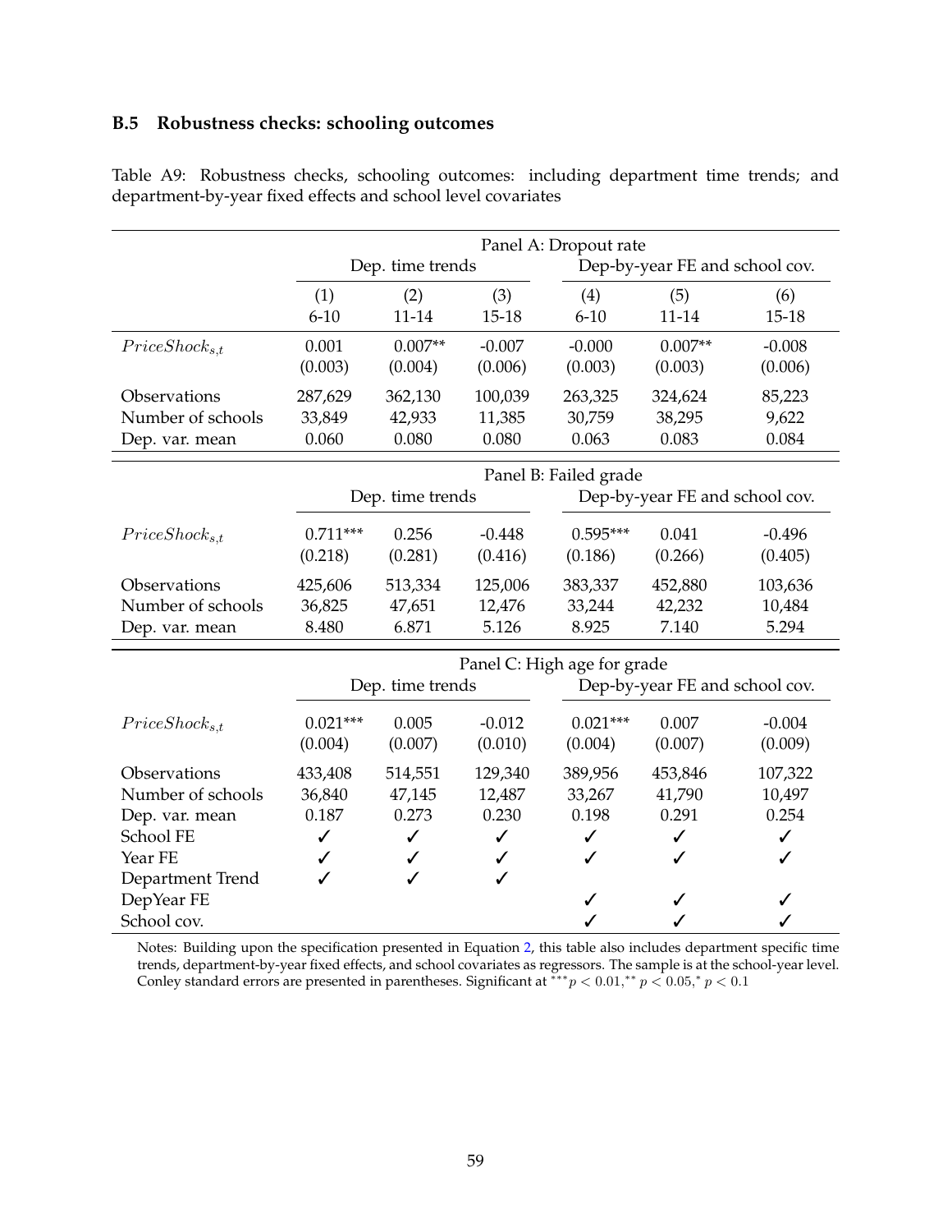## B.5 Robustness checks: schooling outcomes

Table A9: Robustness checks, schooling outcomes: including department time trends; and department-by-year fixed effects and school level covariates

| | Panel A: Dropout rate | | | | | |
|---|---|---|---|---|---|---|
| | Dep. time trends | | | Dep-by-year FE and school cov. | | |
| | (1) | (2) | (3) | (4) | (5) | (6) |
| | 6-10 | 11-14 | 15-18 | 6-10 | 11-14 | 15-18 |
| $PriceShock_{s,t}$ | 0.001 | 0.007** | -0.007 | -0.000 | 0.007** | -0.008 |
| | (0.003) | (0.004) | (0.006) | (0.003) | (0.003) | (0.006) |
| Observations | 287,629 | 362,130 | 100,039 | 263,325 | 324,624 | 85,223 |
| Number of schools | 33,849 | 42,933 | 11,385 | 30,759 | 38,295 | 9,622 |
| Dep. var. mean | 0.060 | 0.080 | 0.080 | 0.063 | 0.083 | 0.084 |
| | **Panel B: Failed grade** | | | | | |
| | Dep. time trends | | | Dep-by-year FE and school cov. | | |
| $PriceShock_{s,t}$ | 0.711*** | 0.256 | -0.448 | 0.595*** | 0.041 | -0.496 |
| | (0.218) | (0.281) | (0.416) | (0.186) | (0.266) | (0.405) |
| Observations | 425,606 | 513,334 | 125,006 | 383,337 | 452,880 | 103,636 |
| Number of schools | 36,825 | 47,651 | 12,476 | 33,244 | 42,232 | 10,484 |
| Dep. var. mean | 8.480 | 6.871 | 5.126 | 8.925 | 7.140 | 5.294 |
| | **Panel C: High age for grade** | | | | | |
| | Dep. time trends | | | Dep-by-year FE and school cov. | | |
| $PriceShock_{s,t}$ | 0.021*** | 0.005 | -0.012 | 0.021*** | 0.007 | -0.004 |
| | (0.004) | (0.007) | (0.010) | (0.004) | (0.007) | (0.009) |
| Observations | 433,408 | 514,551 | 129,340 | 389,956 | 453,846 | 107,322 |
| Number of schools | 36,840 | 47,145 | 12,487 | 33,267 | 41,790 | 10,497 |
| Dep. var. mean | 0.187 | 0.273 | 0.230 | 0.198 | 0.291 | 0.254 |
| School FE | ✓ | ✓ | ✓ | ✓ | ✓ | ✓ |
| Year FE | ✓ | ✓ | ✓ | ✓ | ✓ | ✓ |
| Department Trend | ✓ | ✓ | ✓ | | | |
| DepYear FE | | | | ✓ | ✓ | ✓ |
| School cov. | | | | ✓ | ✓ | ✓ |

Notes: Building upon the specification presented in Equation 2, this table also includes department specific time trends, department-by-year fixed effects, and school covariates as regressors. The sample is at the school-year level. Conley standard errors are presented in parentheses. Significant at $^{***}p < 0.01, ^{**}p < 0.05, ^{*}p < 0.1$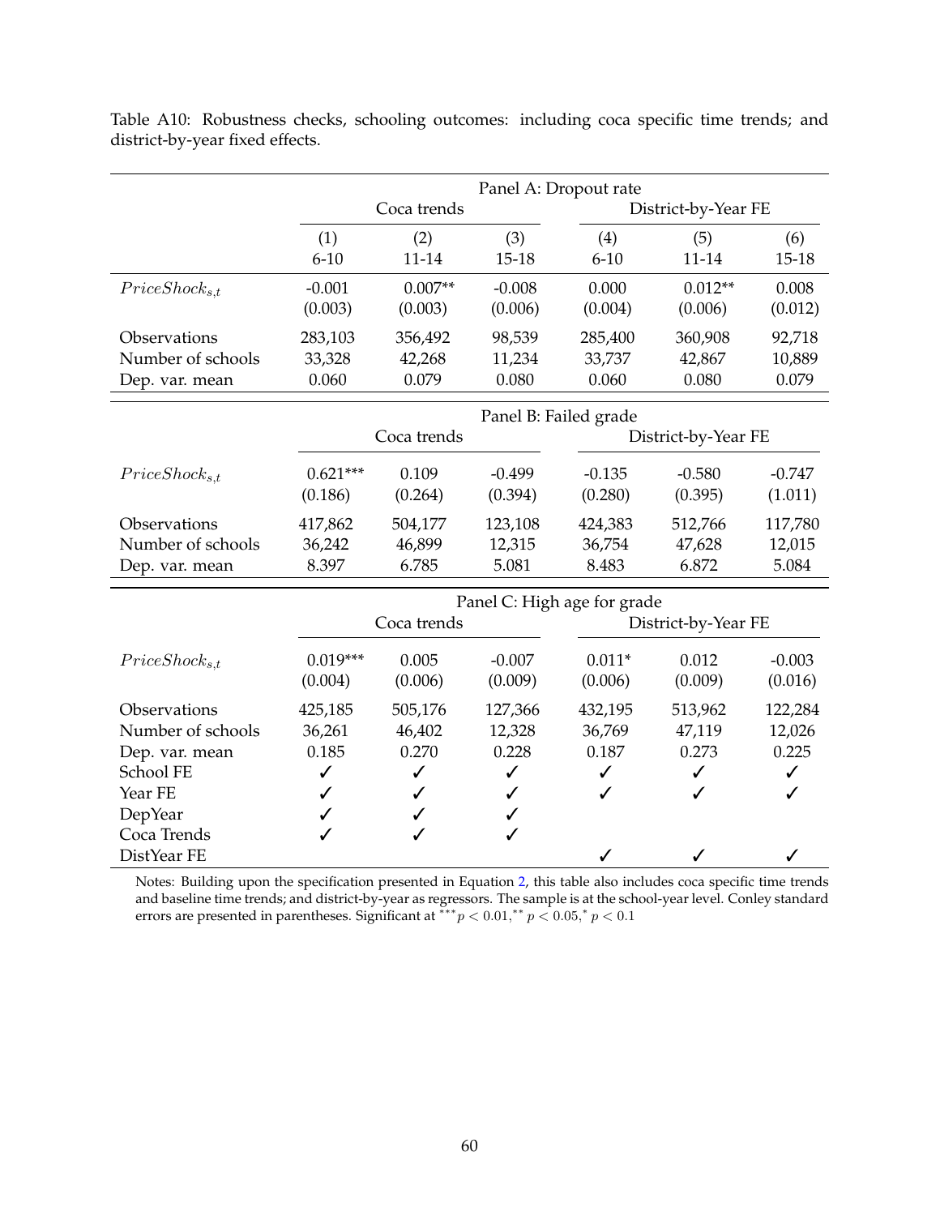Table A10: Robustness checks, schooling outcomes: including coca specific time trends; and district-by-year fixed effects.

| | Panel A: Dropout rate | | | | | |
|---|---|---|---|---|---|---|
| | Coca trends | | | District-by-Year FE | | |
| | (1) | (2) | (3) | (4) | (5) | (6) |
| | 6-10 | 11-14 | 15-18 | 6-10 | 11-14 | 15-18 |
| $PriceShock_{s,t}$ | -0.001 | 0.007** | -0.008 | 0.000 | 0.012** | 0.008 |
| | (0.003) | (0.003) | (0.006) | (0.004) | (0.006) | (0.012) |
| Observations | 283,103 | 356,492 | 98,539 | 285,400 | 360,908 | 92,718 |
| Number of schools | 33,328 | 42,268 | 11,234 | 33,737 | 42,867 | 10,889 |
| Dep. var. mean | 0.060 | 0.079 | 0.080 | 0.060 | 0.080 | 0.079 |
| | **Panel B: Failed grade** | | | | | |
| | Coca trends | | | District-by-Year FE | | |
| $PriceShock_{s,t}$ | 0.621*** | 0.109 | -0.499 | -0.135 | -0.580 | -0.747 |
| | (0.186) | (0.264) | (0.394) | (0.280) | (0.395) | (1.011) |
| Observations | 417,862 | 504,177 | 123,108 | 424,383 | 512,766 | 117,780 |
| Number of schools | 36,242 | 46,899 | 12,315 | 36,754 | 47,628 | 12,015 |
| Dep. var. mean | 8.397 | 6.785 | 5.081 | 8.483 | 6.872 | 5.084 |
| | **Panel C: High age for grade** | | | | | |
| | Coca trends | | | District-by-Year FE | | |
| $PriceShock_{s,t}$ | 0.019*** | 0.005 | -0.007 | 0.011* | 0.012 | -0.003 |
| | (0.004) | (0.006) | (0.009) | (0.006) | (0.009) | (0.016) |
| Observations | 425,185 | 505,176 | 127,366 | 432,195 | 513,962 | 122,284 |
| Number of schools | 36,261 | 46,402 | 12,328 | 36,769 | 47,119 | 12,026 |
| Dep. var. mean | 0.185 | 0.270 | 0.228 | 0.187 | 0.273 | 0.225 |
| School FE | ✓ | ✓ | ✓ | ✓ | ✓ | ✓ |
| Year FE | ✓ | ✓ | ✓ | ✓ | ✓ | ✓ |
| DepYear | ✓ | ✓ | ✓ | | | |
| Coca Trends | ✓ | ✓ | ✓ | | | |
| DistYear FE | | | | ✓ | ✓ | ✓ |

Notes: Building upon the specification presented in Equation 2, this table also includes coca specific time trends and baseline time trends; and district-by-year as regressors. The sample is at the school-year level. Conley standard errors are presented in parentheses. Significant at $^{***}p < 0.01, ^{**}p < 0.05, ^{*}p < 0.1$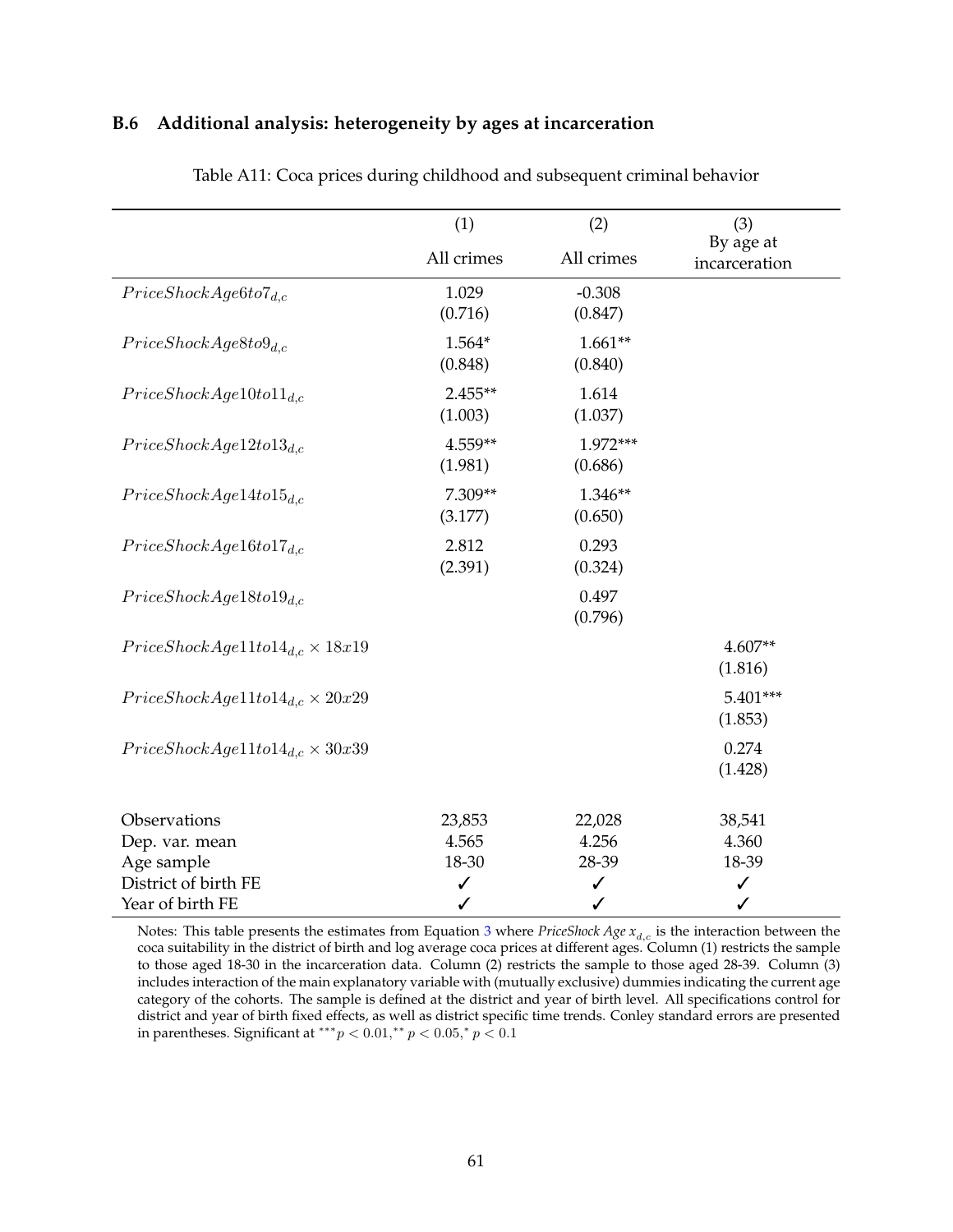## B.6 Additional analysis: heterogeneity by ages at incarceration

Table A11: Coca prices during childhood and subsequent criminal behavior

| | (1) | (2) | (3) |
|---|---|---|---|
| | All crimes | All crimes | By age at incarceration |
| $PriceShockAge6to7_{d,c}$ | 1.029 | -0.308 | |
| | (0.716) | (0.847) | |
| $PriceShockAge8to9_{d,c}$ | 1.564* | 1.661** | |
| | (0.848) | (0.840) | |
| $PriceShockAge10to11_{d,c}$ | 2.455** | 1.614 | |
| | (1.003) | (1.037) | |
| $PriceShockAge12to13_{d,c}$ | 4.559** | 1.972*** | |
| | (1.981) | (0.686) | |
| $PriceShockAge14to15_{d,c}$ | 7.309** | 1.346** | |
| | (3.177) | (0.650) | |
| $PriceShockAge16to17_{d,c}$ | 2.812 | 0.293 | |
| | (2.391) | (0.324) | |
| $PriceShockAge18to19_{d,c}$ | | 0.497 | |
| | | (0.796) | |
| $PriceShockAge11to14_{d,c} \times 18x19$ | | | 4.607** |
| | | | (1.816) |
| $PriceShockAge11to14_{d,c} \times 20x29$ | | | 5.401*** |
| | | | (1.853) |
| $PriceShockAge11to14_{d,c} \times 30x39$ | | | 0.274 |
| | | | (1.428) |
| Observations | 23,853 | 22,028 | 38,541 |
| Dep. var. mean | 4.565 | 4.256 | 4.360 |
| Age sample | 18-30 | 28-39 | 18-39 |
| District of birth FE | ✓ | ✓ | ✓ |
| Year of birth FE | ✓ | ✓ | ✓ |

Notes: This table presents the estimates from Equation 3 where *PriceShock Age* $x_{d,c}$ is the interaction between the coca suitability in the district of birth and log average coca prices at different ages. Column (1) restricts the sample to those aged 18-30 in the incarceration data. Column (2) restricts the sample to those aged 28-39. Column (3) includes interaction of the main explanatory variable with (mutually exclusive) dummies indicating the current age category of the cohorts. The sample is defined at the district and year of birth level. All specifications control for district and year of birth fixed effects, as well as district specific time trends. Conley standard errors are presented in parentheses. Significant at $^{***}p < 0.01, ^{**}p < 0.05, ^{*}p < 0.1$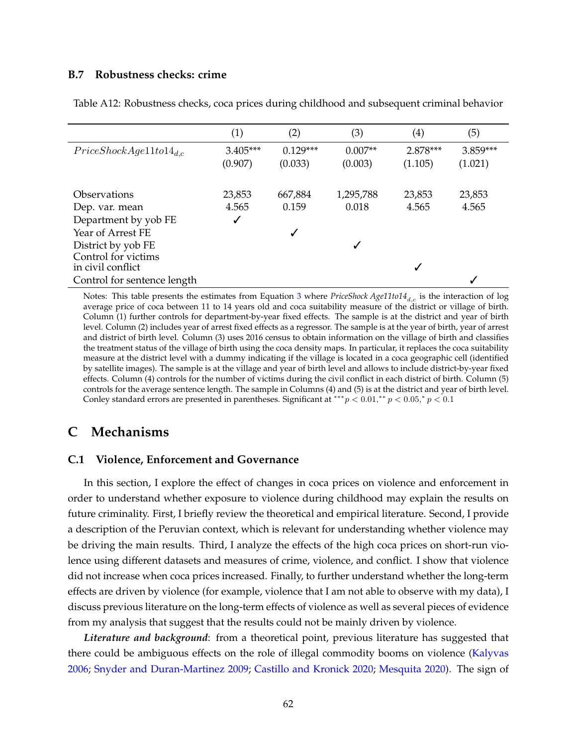### B.7 Robustness checks: crime

Table A12: Robustness checks, coca prices during childhood and subsequent criminal behavior

| | (1) | (2) | (3) | (4) | (5) |
|---|---|---|---|---|---|
| $PriceShockAge11to14_{d,c}$ | 3.405*** | 0.129*** | 0.007** | 2.878*** | 3.859*** |
| | (0.907) | (0.033) | (0.003) | (1.105) | (1.021) |
| Observations | 23,853 | 667,884 | 1,295,788 | 23,853 | 23,853 |
| Dep. var. mean | 4.565 | 0.159 | 0.018 | 4.565 | 4.565 |
| Department by yob FE | ✓ | | | | |
| Year of Arrest FE | | ✓ | | | |
| District by yob FE | | | ✓ | | |
| Control for victims in civil conflict | | | | ✓ | |
| Control for sentence length | | | | | ✓ |

Notes: This table presents the estimates from Equation 3 where *PriceShock Age11to14*$_{d,c}$ is the interaction of log average price of coca between 11 to 14 years old and coca suitability measure of the district or village of birth. Column (1) further controls for department-by-year fixed effects. The sample is at the district and year of birth level. Column (2) includes year of arrest fixed effects as a regressor. The sample is at the year of birth, year of arrest and district of birth level. Column (3) uses 2016 census to obtain information on the village of birth and classifies the treatment status of the village of birth using the coca density maps. In particular, it replaces the coca suitability measure at the district level with a dummy indicating if the village is located in a coca geographic cell (identified by satellite images). The sample is at the village and year of birth level and allows to include district-by-year fixed effects. Column (4) controls for the number of victims during the civil conflict in each district of birth. Column (5) controls for the average sentence length. The sample in Columns (4) and (5) is at the district and year of birth level. Conley standard errors are presented in parentheses. Significant at $^{***}p < 0.01, ^{**}p < 0.05, ^{*}p < 0.1$

# C Mechanisms

## C.1 Violence, Enforcement and Governance

In this section, I explore the effect of changes in coca prices on violence and enforcement in order to understand whether exposure to violence during childhood may explain the results on future criminality. First, I briefly review the theoretical and empirical literature. Second, I provide a description of the Peruvian context, which is relevant for understanding whether violence may be driving the main results. Third, I analyze the effects of the high coca prices on short-run violence using different datasets and measures of crime, violence, and conflict. I show that violence did not increase when coca prices increased. Finally, to further understand whether the long-term effects are driven by violence (for example, violence that I am not able to observe with my data), I discuss previous literature on the long-term effects of violence as well as several pieces of evidence from my analysis that suggest that the results could not be mainly driven by violence.

***Literature and background***: from a theoretical point, previous literature has suggested that there could be ambiguous effects on the role of illegal commodity booms on violence (Kalyvas 2006; Snyder and Duran-Martinez 2009; Castillo and Kronick 2020; Mesquita 2020). The sign of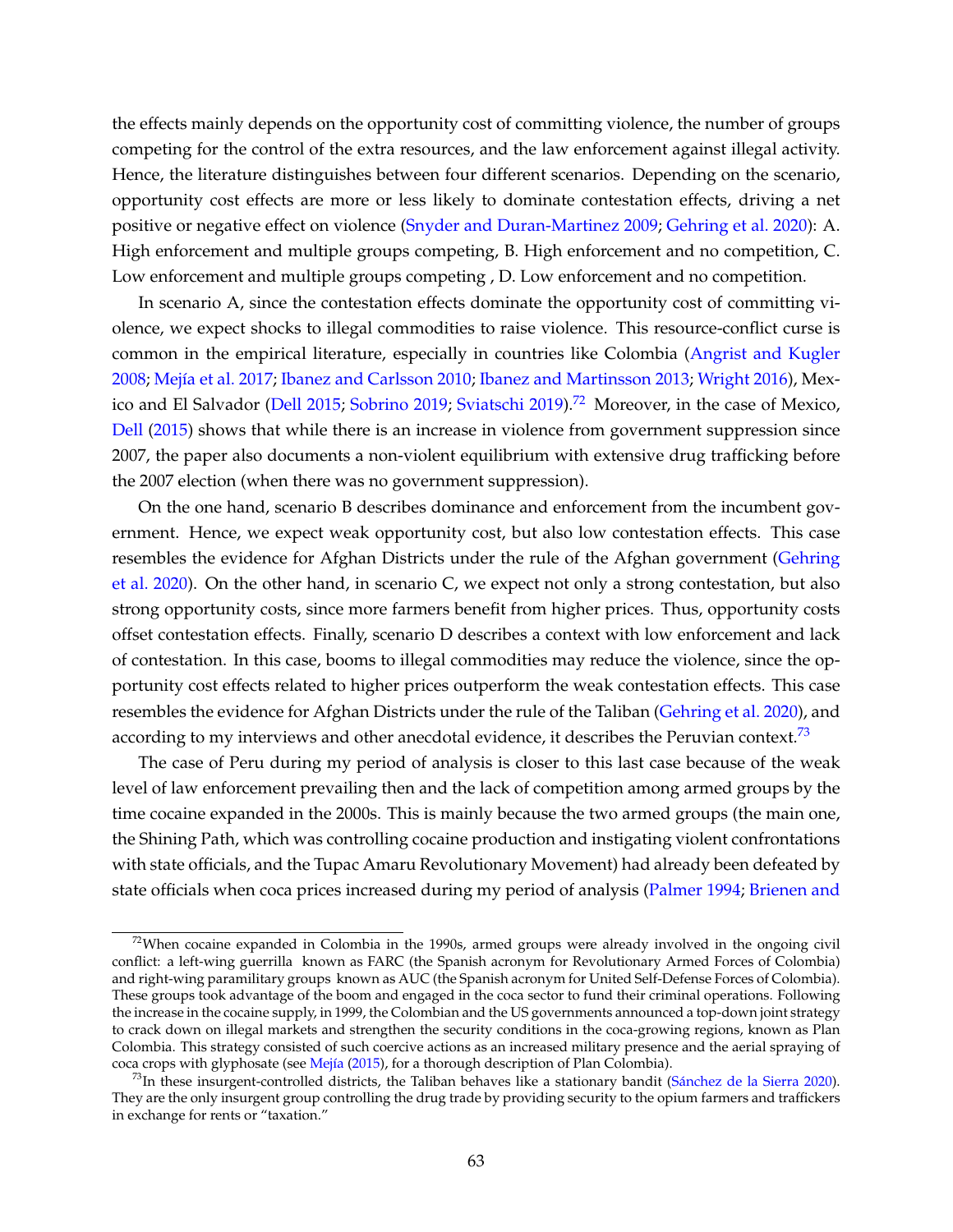the effects mainly depends on the opportunity cost of committing violence, the number of groups competing for the control of the extra resources, and the law enforcement against illegal activity. Hence, the literature distinguishes between four different scenarios. Depending on the scenario, opportunity cost effects are more or less likely to dominate contestation effects, driving a net positive or negative effect on violence (Snyder and Duran-Martinez 2009; Gehring et al. 2020): A. High enforcement and multiple groups competing, B. High enforcement and no competition, C. Low enforcement and multiple groups competing , D. Low enforcement and no competition.

In scenario A, since the contestation effects dominate the opportunity cost of committing violence, we expect shocks to illegal commodities to raise violence. This resource-conflict curse is common in the empirical literature, especially in countries like Colombia (Angrist and Kugler 2008; Mejía et al. 2017; Ibanez and Carlsson 2010; Ibanez and Martinsson 2013; Wright 2016), Mexico and El Salvador (Dell 2015; Sobrino 2019; Sviatschi 2019).[72] Moreover, in the case of Mexico, Dell (2015) shows that while there is an increase in violence from government suppression since 2007, the paper also documents a non-violent equilibrium with extensive drug trafficking before the 2007 election (when there was no government suppression).

On the one hand, scenario B describes dominance and enforcement from the incumbent government. Hence, we expect weak opportunity cost, but also low contestation effects. This case resembles the evidence for Afghan Districts under the rule of the Afghan government (Gehring et al. 2020). On the other hand, in scenario C, we expect not only a strong contestation, but also strong opportunity costs, since more farmers benefit from higher prices. Thus, opportunity costs offset contestation effects. Finally, scenario D describes a context with low enforcement and lack of contestation. In this case, booms to illegal commodities may reduce the violence, since the opportunity cost effects related to higher prices outperform the weak contestation effects. This case resembles the evidence for Afghan Districts under the rule of the Taliban (Gehring et al. 2020), and according to my interviews and other anecdotal evidence, it describes the Peruvian context.[73]

The case of Peru during my period of analysis is closer to this last case because of the weak level of law enforcement prevailing then and the lack of competition among armed groups by the time cocaine expanded in the 2000s. This is mainly because the two armed groups (the main one, the Shining Path, which was controlling cocaine production and instigating violent confrontations with state officials, and the Tupac Amaru Revolutionary Movement) had already been defeated by state officials when coca prices increased during my period of analysis (Palmer 1994; Brienen and

---

[72] When cocaine expanded in Colombia in the 1990s, armed groups were already involved in the ongoing civil conflict: a left-wing guerrilla known as FARC (the Spanish acronym for Revolutionary Armed Forces of Colombia) and right-wing paramilitary groups known as AUC (the Spanish acronym for United Self-Defense Forces of Colombia). These groups took advantage of the boom and engaged in the coca sector to fund their criminal operations. Following the increase in the cocaine supply, in 1999, the Colombian and the US governments announced a top-down joint strategy to crack down on illegal markets and strengthen the security conditions in the coca-growing regions, known as Plan Colombia. This strategy consisted of such coercive actions as an increased military presence and the aerial spraying of coca crops with glyphosate (see Mejía (2015), for a thorough description of Plan Colombia).

[73] In these insurgent-controlled districts, the Taliban behaves like a stationary bandit (Sánchez de la Sierra 2020). They are the only insurgent group controlling the drug trade by providing security to the opium farmers and traffickers in exchange for rents or "taxation."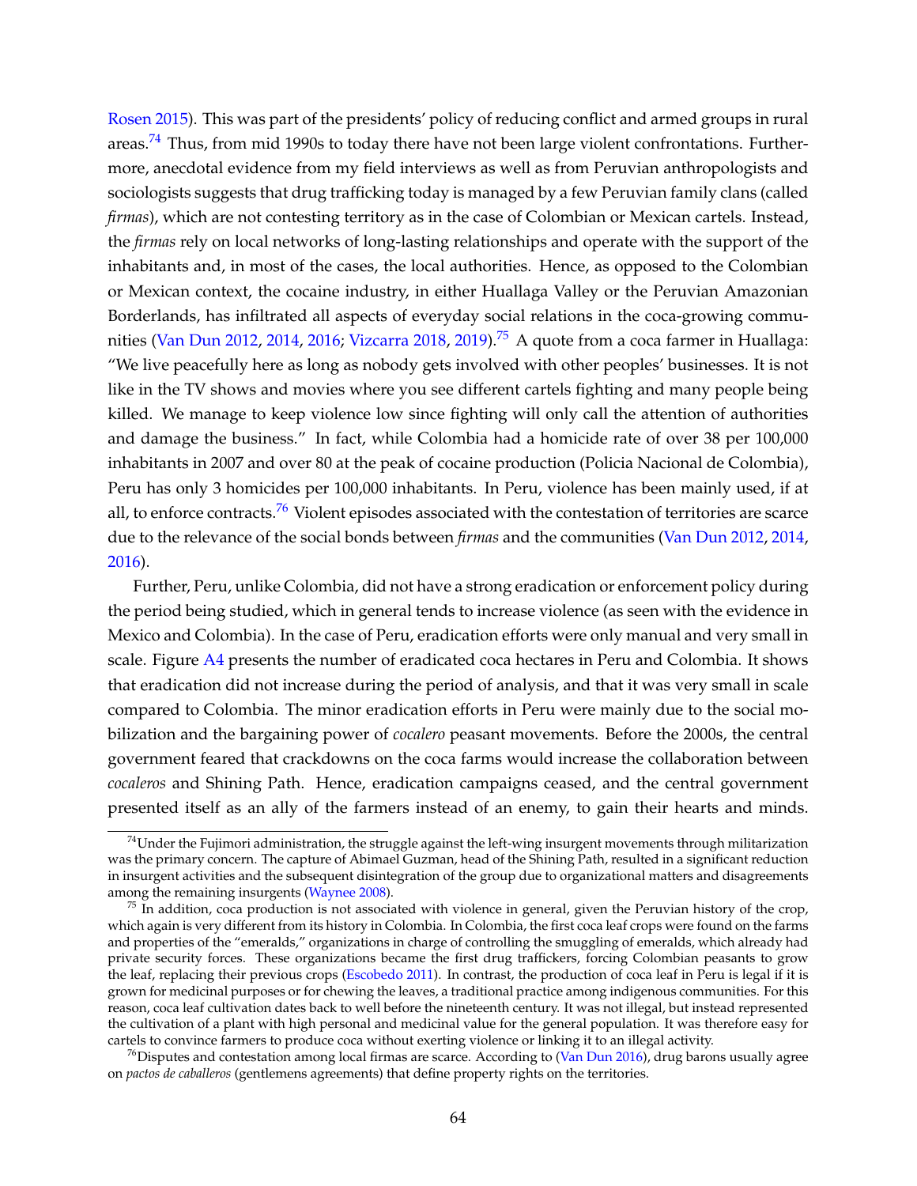Rosen 2015). This was part of the presidents' policy of reducing conflict and armed groups in rural areas.[74] Thus, from mid 1990s to today there have not been large violent confrontations. Furthermore, anecdotal evidence from my field interviews as well as from Peruvian anthropologists and sociologists suggests that drug trafficking today is managed by a few Peruvian family clans (called *firmas*), which are not contesting territory as in the case of Colombian or Mexican cartels. Instead, the *firmas* rely on local networks of long-lasting relationships and operate with the support of the inhabitants and, in most of the cases, the local authorities. Hence, as opposed to the Colombian or Mexican context, the cocaine industry, in either Huallaga Valley or the Peruvian Amazonian Borderlands, has infiltrated all aspects of everyday social relations in the coca-growing communities (Van Dun 2012, 2014, 2016; Vizcarra 2018, 2019).[75] A quote from a coca farmer in Huallaga: "We live peacefully here as long as nobody gets involved with other peoples' businesses. It is not like in the TV shows and movies where you see different cartels fighting and many people being killed. We manage to keep violence low since fighting will only call the attention of authorities and damage the business." In fact, while Colombia had a homicide rate of over 38 per 100,000 inhabitants in 2007 and over 80 at the peak of cocaine production (Policia Nacional de Colombia), Peru has only 3 homicides per 100,000 inhabitants. In Peru, violence has been mainly used, if at all, to enforce contracts.[76] Violent episodes associated with the contestation of territories are scarce due to the relevance of the social bonds between *firmas* and the communities (Van Dun 2012, 2014, 2016).

Further, Peru, unlike Colombia, did not have a strong eradication or enforcement policy during the period being studied, which in general tends to increase violence (as seen with the evidence in Mexico and Colombia). In the case of Peru, eradication efforts were only manual and very small in scale. Figure A4 presents the number of eradicated coca hectares in Peru and Colombia. It shows that eradication did not increase during the period of analysis, and that it was very small in scale compared to Colombia. The minor eradication efforts in Peru were mainly due to the social mobilization and the bargaining power of *cocalero* peasant movements. Before the 2000s, the central government feared that crackdowns on the coca farms would increase the collaboration between *cocaleros* and Shining Path. Hence, eradication campaigns ceased, and the central government presented itself as an ally of the farmers instead of an enemy, to gain their hearts and minds.

[74] Under the Fujimori administration, the struggle against the left-wing insurgent movements through militarization was the primary concern. The capture of Abimael Guzman, head of the Shining Path, resulted in a significant reduction in insurgent activities and the subsequent disintegration of the group due to organizational matters and disagreements among the remaining insurgents (Waynee 2008).

[75] In addition, coca production is not associated with violence in general, given the Peruvian history of the crop, which again is very different from its history in Colombia. In Colombia, the first coca leaf crops were found on the farms and properties of the "emeralds," organizations in charge of controlling the smuggling of emeralds, which already had private security forces. These organizations became the first drug traffickers, forcing Colombian peasants to grow the leaf, replacing their previous crops (Escobedo 2011). In contrast, the production of coca leaf in Peru is legal if it is grown for medicinal purposes or for chewing the leaves, a traditional practice among indigenous communities. For this reason, coca leaf cultivation dates back to well before the nineteenth century. It was not illegal, but instead represented the cultivation of a plant with high personal and medicinal value for the general population. It was therefore easy for cartels to convince farmers to produce coca without exerting violence or linking it to an illegal activity.

[76] Disputes and contestation among local firmas are scarce. According to (Van Dun 2016), drug barons usually agree on *pactos de caballeros* (gentlemens agreements) that define property rights on the territories.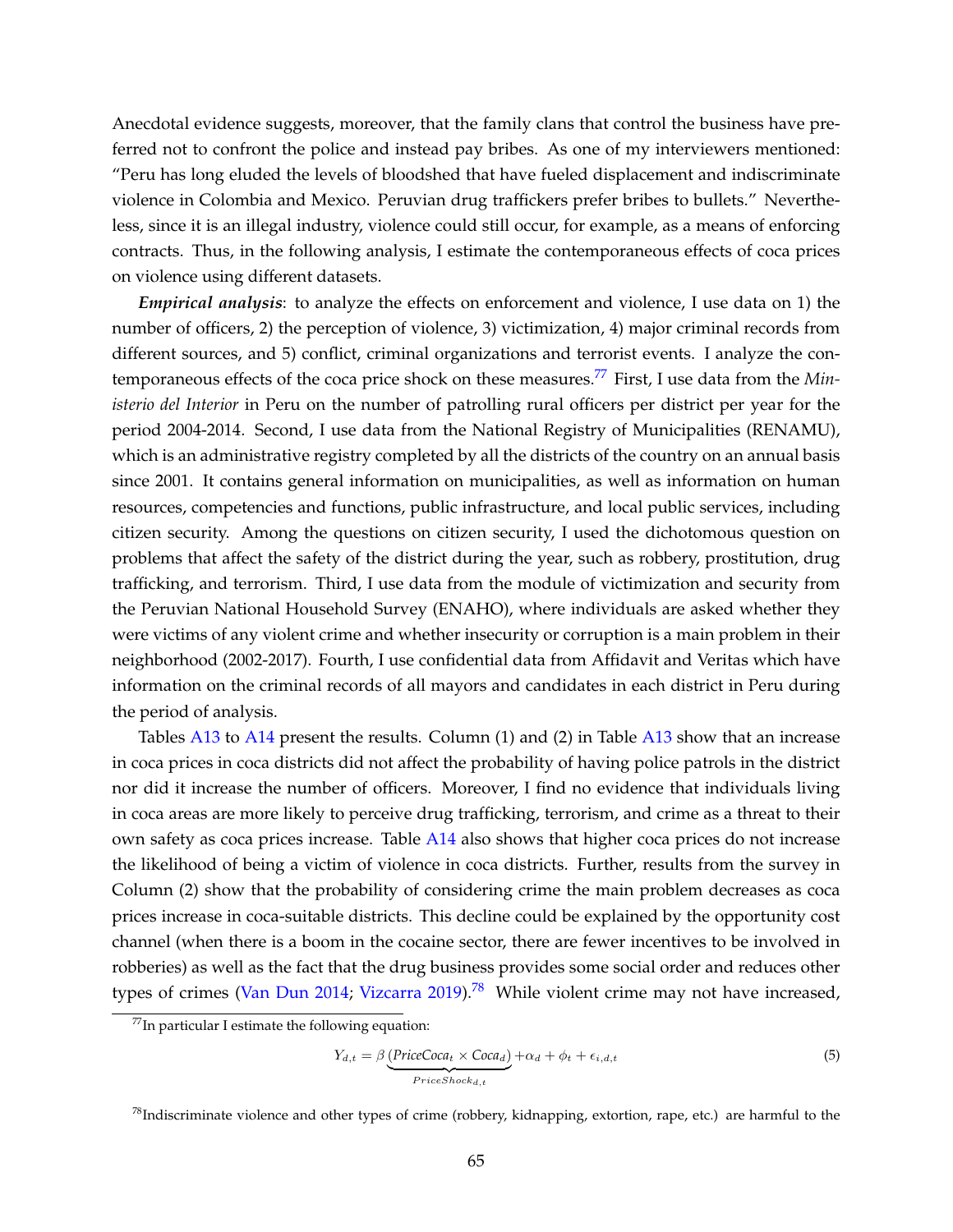Anecdotal evidence suggests, moreover, that the family clans that control the business have preferred not to confront the police and instead pay bribes. As one of my interviewers mentioned: "Peru has long eluded the levels of bloodshed that have fueled displacement and indiscriminate violence in Colombia and Mexico. Peruvian drug traffickers prefer bribes to bullets." Nevertheless, since it is an illegal industry, violence could still occur, for example, as a means of enforcing contracts. Thus, in the following analysis, I estimate the contemporaneous effects of coca prices on violence using different datasets.

***Empirical analysis***: to analyze the effects on enforcement and violence, I use data on 1) the number of officers, 2) the perception of violence, 3) victimization, 4) major criminal records from different sources, and 5) conflict, criminal organizations and terrorist events. I analyze the contemporaneous effects of the coca price shock on these measures.[77] First, I use data from the *Ministerio del Interior* in Peru on the number of patrolling rural officers per district per year for the period 2004-2014. Second, I use data from the National Registry of Municipalities (RENAMU), which is an administrative registry completed by all the districts of the country on an annual basis since 2001. It contains general information on municipalities, as well as information on human resources, competencies and functions, public infrastructure, and local public services, including citizen security. Among the questions on citizen security, I used the dichotomous question on problems that affect the safety of the district during the year, such as robbery, prostitution, drug trafficking, and terrorism. Third, I use data from the module of victimization and security from the Peruvian National Household Survey (ENAHO), where individuals are asked whether they were victims of any violent crime and whether insecurity or corruption is a main problem in their neighborhood (2002-2017). Fourth, I use confidential data from Affidavit and Veritas which have information on the criminal records of all mayors and candidates in each district in Peru during the period of analysis.

Tables A13 to A14 present the results. Column (1) and (2) in Table A13 show that an increase in coca prices in coca districts did not affect the probability of having police patrols in the district nor did it increase the number of officers. Moreover, I find no evidence that individuals living in coca areas are more likely to perceive drug trafficking, terrorism, and crime as a threat to their own safety as coca prices increase. Table A14 also shows that higher coca prices do not increase the likelihood of being a victim of violence in coca districts. Further, results from the survey in Column (2) show that the probability of considering crime the main problem decreases as coca prices increase in coca-suitable districts. This decline could be explained by the opportunity cost channel (when there is a boom in the cocaine sector, there are fewer incentives to be involved in robberies) as well as the fact that the drug business provides some social order and reduces other types of crimes (Van Dun 2014; Vizcarra 2019).[78] While violent crime may not have increased,

[77] In particular I estimate the following equation:

$$Y_{d,t} = \beta \underbrace{(PriceCoca_t \times Coca_d)}_{PriceShock_{d,t}} + \alpha_d + \phi_t + \epsilon_{i,d,t} \tag{5}$$

[78] Indiscriminate violence and other types of crime (robbery, kidnapping, extortion, rape, etc.) are harmful to the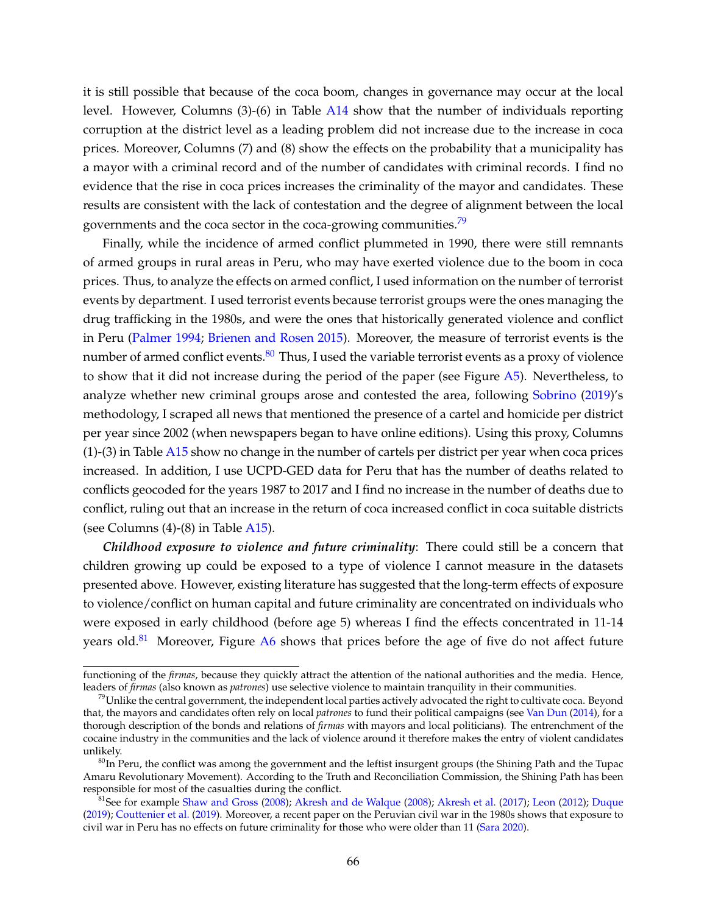it is still possible that because of the coca boom, changes in governance may occur at the local level. However, Columns (3)-(6) in Table A14 show that the number of individuals reporting corruption at the district level as a leading problem did not increase due to the increase in coca prices. Moreover, Columns (7) and (8) show the effects on the probability that a municipality has a mayor with a criminal record and of the number of candidates with criminal records. I find no evidence that the rise in coca prices increases the criminality of the mayor and candidates. These results are consistent with the lack of contestation and the degree of alignment between the local governments and the coca sector in the coca-growing communities.[79]

Finally, while the incidence of armed conflict plummeted in 1990, there were still remnants of armed groups in rural areas in Peru, who may have exerted violence due to the boom in coca prices. Thus, to analyze the effects on armed conflict, I used information on the number of terrorist events by department. I used terrorist events because terrorist groups were the ones managing the drug trafficking in the 1980s, and were the ones that historically generated violence and conflict in Peru (Palmer 1994; Brienen and Rosen 2015). Moreover, the measure of terrorist events is the number of armed conflict events.[80] Thus, I used the variable terrorist events as a proxy of violence to show that it did not increase during the period of the paper (see Figure A5). Nevertheless, to analyze whether new criminal groups arose and contested the area, following Sobrino (2019)'s methodology, I scraped all news that mentioned the presence of a cartel and homicide per district per year since 2002 (when newspapers began to have online editions). Using this proxy, Columns (1)-(3) in Table A15 show no change in the number of cartels per district per year when coca prices increased. In addition, I use UCPD-GED data for Peru that has the number of deaths related to conflicts geocoded for the years 1987 to 2017 and I find no increase in the number of deaths due to conflict, ruling out that an increase in the return of coca increased conflict in coca suitable districts (see Columns (4)-(8) in Table A15).

***Childhood exposure to violence and future criminality***: There could still be a concern that children growing up could be exposed to a type of violence I cannot measure in the datasets presented above. However, existing literature has suggested that the long-term effects of exposure to violence/conflict on human capital and future criminality are concentrated on individuals who were exposed in early childhood (before age 5) whereas I find the effects concentrated in 11-14 years old.[81] Moreover, Figure A6 shows that prices before the age of five do not affect future

---

functioning of the *firmas*, because they quickly attract the attention of the national authorities and the media. Hence, leaders of *firmas* (also known as *patrones*) use selective violence to maintain tranquility in their communities.

[79] Unlike the central government, the independent local parties actively advocated the right to cultivate coca. Beyond that, the mayors and candidates often rely on local *patrones* to fund their political campaigns (see Van Dun (2014), for a thorough description of the bonds and relations of *firmas* with mayors and local politicians). The entrenchment of the cocaine industry in the communities and the lack of violence around it therefore makes the entry of violent candidates unlikely.

[80] In Peru, the conflict was among the government and the leftist insurgent groups (the Shining Path and the Tupac Amaru Revolutionary Movement). According to the Truth and Reconciliation Commission, the Shining Path has been responsible for most of the casualties during the conflict.

[81] See for example Shaw and Gross (2008); Akresh and de Walque (2008); Akresh et al. (2017); Leon (2012); Duque (2019); Couttenier et al. (2019). Moreover, a recent paper on the Peruvian civil war in the 1980s shows that exposure to civil war in Peru has no effects on future criminality for those who were older than 11 (Sara 2020).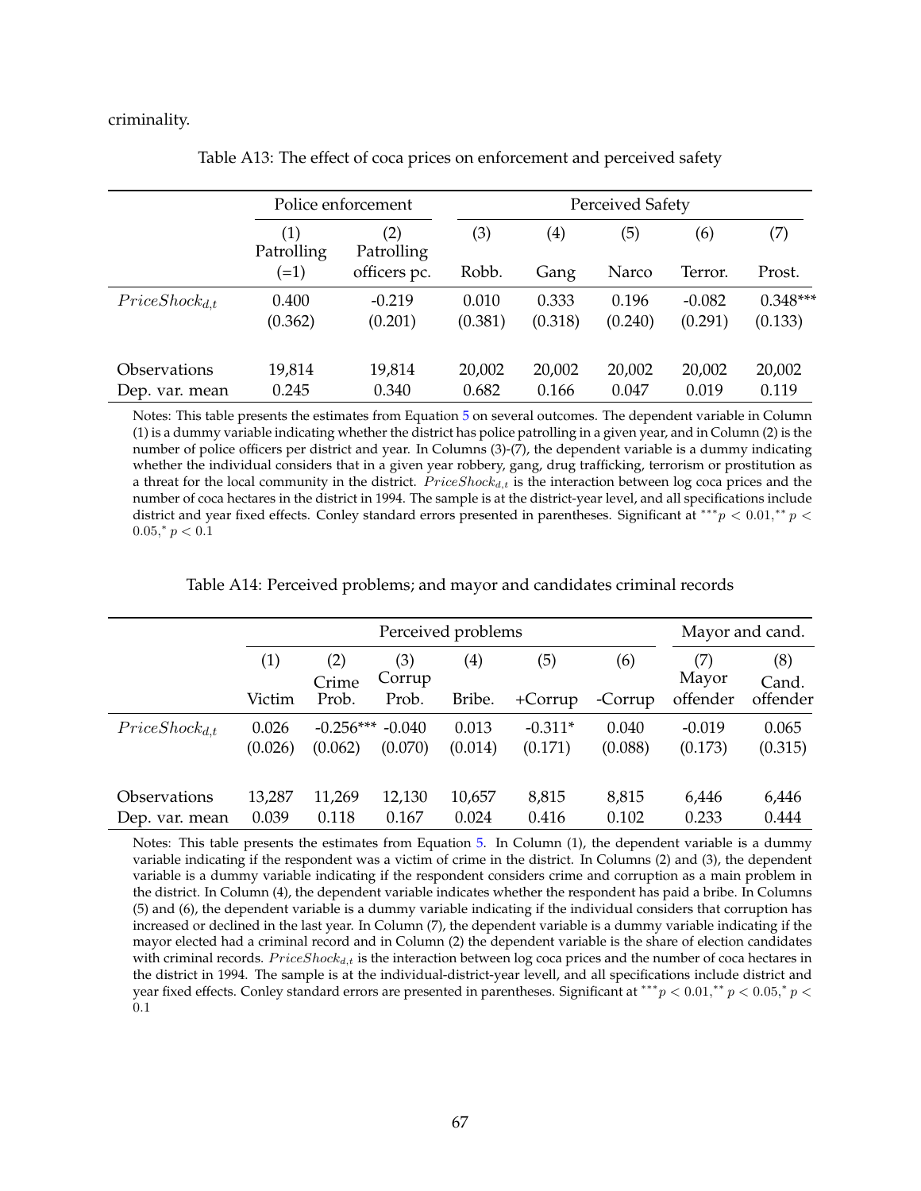criminality.

Table A13: The effect of coca prices on enforcement and perceived safety

| | Police enforcement | | Perceived Safety | | | | |
|---|---|---|---|---|---|---|---|
| | (1) | (2) | (3) | (4) | (5) | (6) | (7) |
| | Patrolling (=1) | Patrolling officers pc. | Robb. | Gang | Narco | Terror. | Prost. |
| $PriceShock_{d,t}$ | 0.400 | -0.219 | 0.010 | 0.333 | 0.196 | -0.082 | 0.348*** |
| | (0.362) | (0.201) | (0.381) | (0.318) | (0.240) | (0.291) | (0.133) |
| Observations | 19,814 | 19,814 | 20,002 | 20,002 | 20,002 | 20,002 | 20,002 |
| Dep. var. mean | 0.245 | 0.340 | 0.682 | 0.166 | 0.047 | 0.019 | 0.119 |

Notes: This table presents the estimates from Equation 5 on several outcomes. The dependent variable in Column (1) is a dummy variable indicating whether the district has police patrolling in a given year, and in Column (2) is the number of police officers per district and year. In Columns (3)-(7), the dependent variable is a dummy indicating whether the individual considers that in a given year robbery, gang, drug trafficking, terrorism or prostitution as a threat for the local community in the district. $PriceShock_{d,t}$ is the interaction between log coca prices and the number of coca hectares in the district in 1994. The sample is at the district-year level, and all specifications include district and year fixed effects. Conley standard errors presented in parentheses. Significant at $^{***}p < 0.01, ^{**}p < 0.05, ^{*}p < 0.1$

Table A14: Perceived problems; and mayor and candidates criminal records

| | Perceived problems | | | | | | Mayor and cand. | |
|---|---|---|---|---|---|---|---|---|
| | (1) | (2) | (3) | (4) | (5) | (6) | (7) | (8) |
| | Victim | Crime Prob. | Corrup Prob. | Bribe. | +Corrup | -Corrup | Mayor offender | Cand. offender |
| $PriceShock_{d,t}$ | 0.026 | -0.256*** | -0.040 | 0.013 | -0.311* | 0.040 | -0.019 | 0.065 |
| | (0.026) | (0.062) | (0.070) | (0.014) | (0.171) | (0.088) | (0.173) | (0.315) |
| Observations | 13,287 | 11,269 | 12,130 | 10,657 | 8,815 | 8,815 | 6,446 | 6,446 |
| Dep. var. mean | 0.039 | 0.118 | 0.167 | 0.024 | 0.416 | 0.102 | 0.233 | 0.444 |

Notes: This table presents the estimates from Equation 5. In Column (1), the dependent variable is a dummy variable indicating if the respondent was a victim of crime in the district. In Columns (2) and (3), the dependent variable is a dummy variable indicating if the respondent considers crime and corruption as a main problem in the district. In Column (4), the dependent variable indicates whether the respondent has paid a bribe. In Columns (5) and (6), the dependent variable is a dummy variable indicating if the individual considers that corruption has increased or declined in the last year. In Column (7), the dependent variable is a dummy variable indicating if the mayor elected had a criminal record and in Column (2) the dependent variable is the share of election candidates with criminal records. $PriceShock_{d,t}$ is the interaction between log coca prices and the number of coca hectares in the district in 1994. The sample is at the individual-district-year levell, and all specifications include district and year fixed effects. Conley standard errors are presented in parentheses. Significant at $^{***}p < 0.01, ^{**}p < 0.05, ^{*}p < 0.1$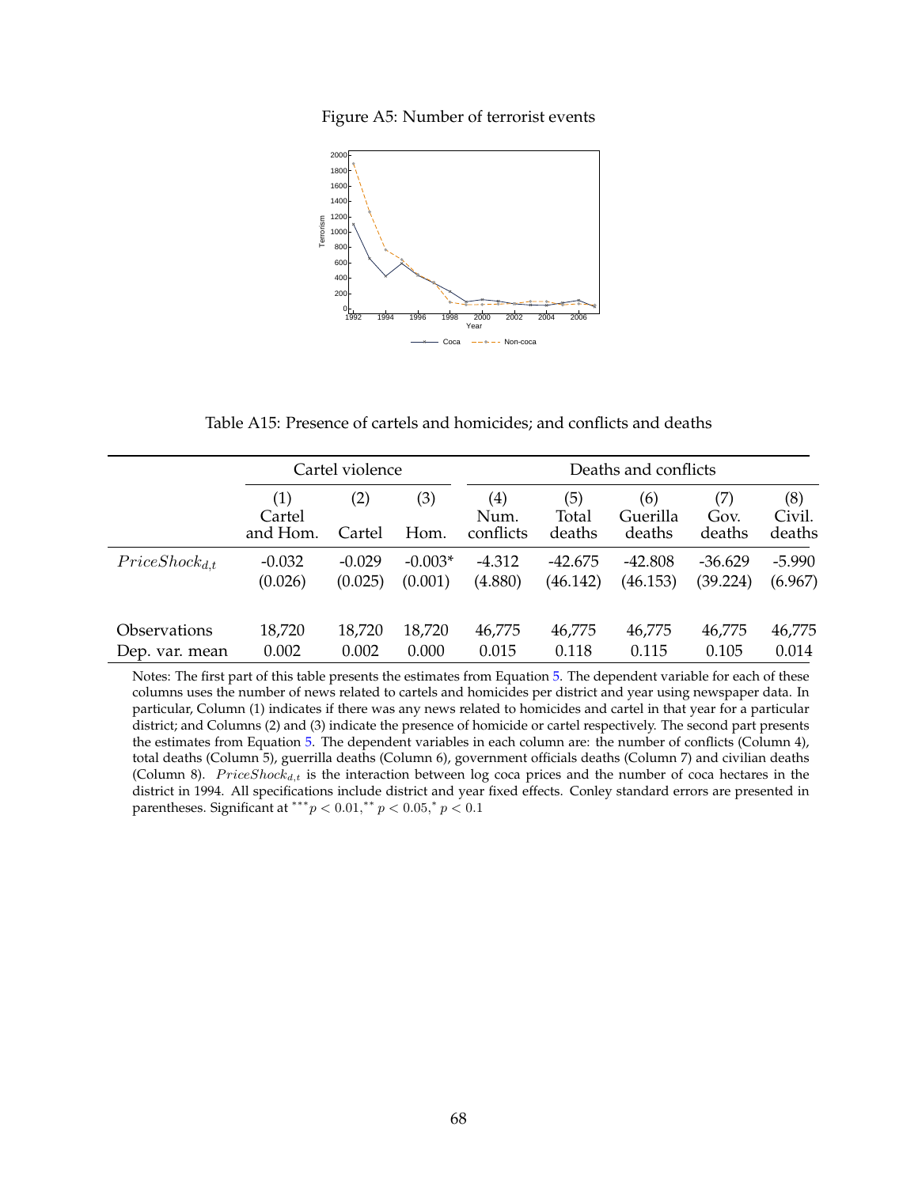Figure A5: Number of terrorist events

Table A15: Presence of cartels and homicides; and conflicts and deaths

| | Cartel violence | | | Deaths and conflicts | | | | |
|---|---|---|---|---|---|---|---|---|
| | (1) Cartel and Hom. | (2) Cartel | (3) Hom. | (4) Num. conflicts | (5) Total deaths | (6) Guerilla deaths | (7) Gov. deaths | (8) Civil. deaths |
| $PriceShock_{d,t}$ | -0.032 | -0.029 | -0.003* | -4.312 | -42.675 | -42.808 | -36.629 | -5.990 |
| | (0.026) | (0.025) | (0.001) | (4.880) | (46.142) | (46.153) | (39.224) | (6.967) |
| Observations | 18,720 | 18,720 | 18,720 | 46,775 | 46,775 | 46,775 | 46,775 | 46,775 |
| Dep. var. mean | 0.002 | 0.002 | 0.000 | 0.015 | 0.118 | 0.115 | 0.105 | 0.014 |

Notes: The first part of this table presents the estimates from Equation 5. The dependent variable for each of these columns uses the number of news related to cartels and homicides per district and year using newspaper data. In particular, Column (1) indicates if there was any news related to homicides and cartel in that year for a particular district; and Columns (2) and (3) indicate the presence of homicide or cartel respectively. The second part presents the estimates from Equation 5. The dependent variables in each column are: the number of conflicts (Column 4), total deaths (Column 5), guerrilla deaths (Column 6), government officials deaths (Column 7) and civilian deaths (Column 8). $PriceShock_{d,t}$ is the interaction between log coca prices and the number of coca hectares in the district in 1994. All specifications include district and year fixed effects. Conley standard errors are presented in parentheses. Significant at $^{***}p < 0.01, ^{**} p < 0.05, ^{*} p < 0.1$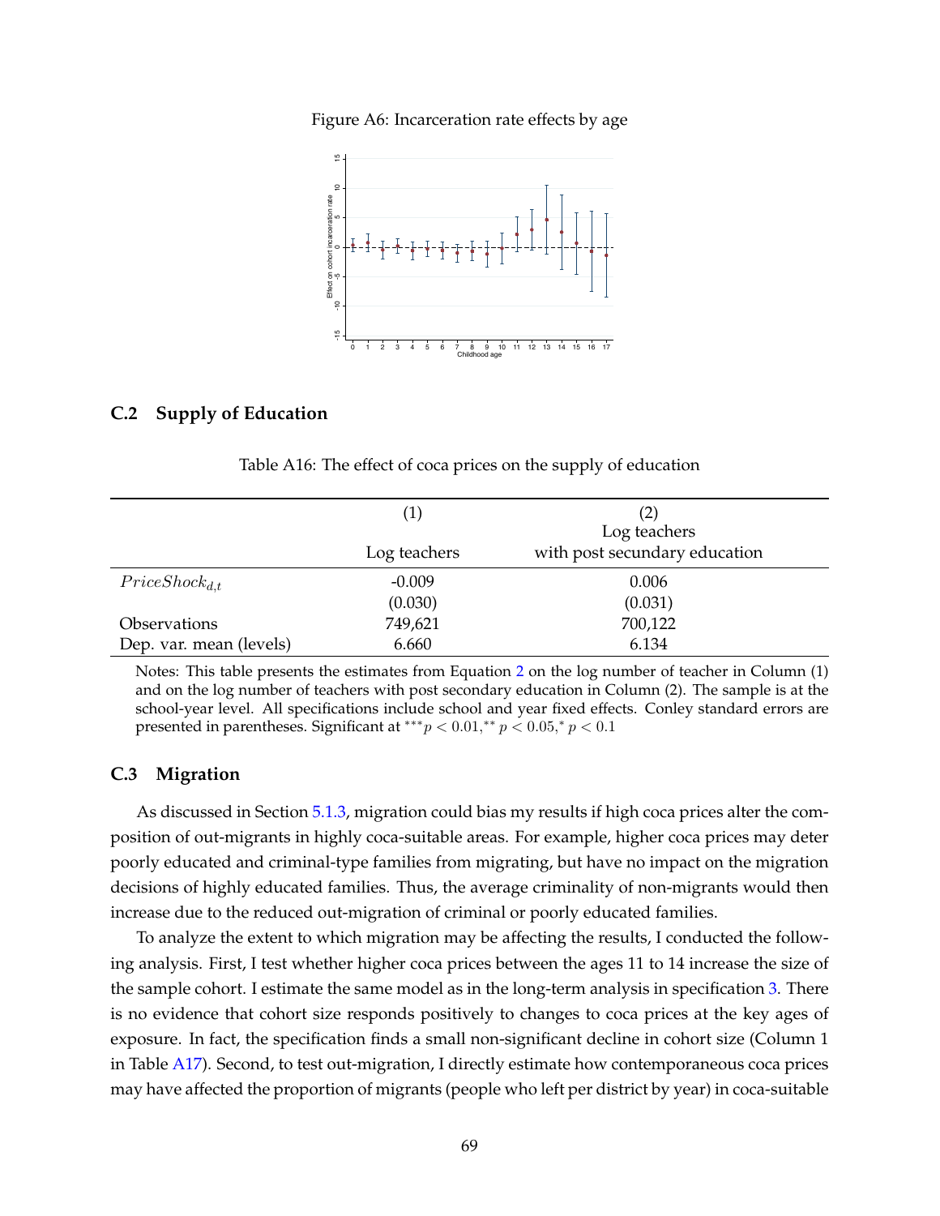Figure A6: Incarceration rate effects by age

## C.2 Supply of Education

Table A16: The effect of coca prices on the supply of education

| | (1) Log teachers | (2) Log teachers with post secundary education |
|---|---|---|
| $PriceShock_{d,t}$ | -0.009 | 0.006 |
| | (0.030) | (0.031) |
| Observations | 749,621 | 700,122 |
| Dep. var. mean (levels) | 6.660 | 6.134 |

Notes: This table presents the estimates from Equation 2 on the log number of teacher in Column (1) and on the log number of teachers with post secondary education in Column (2). The sample is at the school-year level. All specifications include school and year fixed effects. Conley standard errors are presented in parentheses. Significant at $^{***}p < 0.01,^{**} p < 0.05,^{*} p < 0.1$

## C.3 Migration

As discussed in Section 5.1.3, migration could bias my results if high coca prices alter the composition of out-migrants in highly coca-suitable areas. For example, higher coca prices may deter poorly educated and criminal-type families from migrating, but have no impact on the migration decisions of highly educated families. Thus, the average criminality of non-migrants would then increase due to the reduced out-migration of criminal or poorly educated families.

To analyze the extent to which migration may be affecting the results, I conducted the following analysis. First, I test whether higher coca prices between the ages 11 to 14 increase the size of the sample cohort. I estimate the same model as in the long-term analysis in specification 3. There is no evidence that cohort size responds positively to changes to coca prices at the key ages of exposure. In fact, the specification finds a small non-significant decline in cohort size (Column 1 in Table A17). Second, to test out-migration, I directly estimate how contemporaneous coca prices may have affected the proportion of migrants (people who left per district by year) in coca-suitable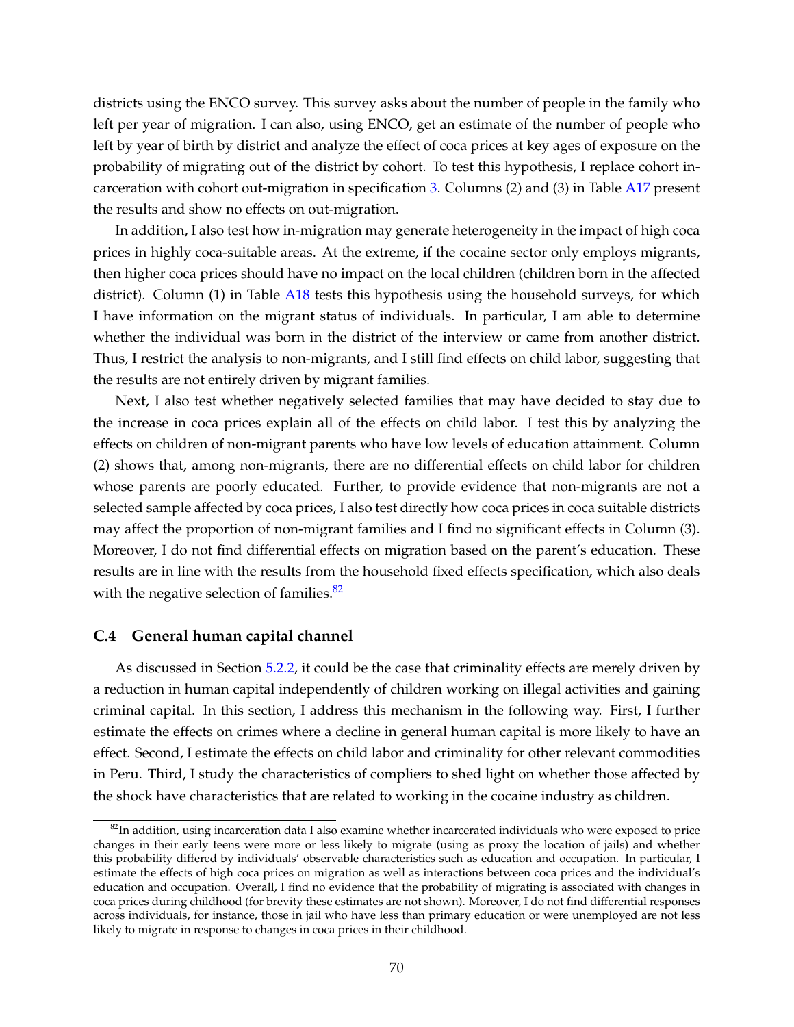districts using the ENCO survey. This survey asks about the number of people in the family who left per year of migration. I can also, using ENCO, get an estimate of the number of people who left by year of birth by district and analyze the effect of coca prices at key ages of exposure on the probability of migrating out of the district by cohort. To test this hypothesis, I replace cohort incarceration with cohort out-migration in specification 3. Columns (2) and (3) in Table A17 present the results and show no effects on out-migration.

In addition, I also test how in-migration may generate heterogeneity in the impact of high coca prices in highly coca-suitable areas. At the extreme, if the cocaine sector only employs migrants, then higher coca prices should have no impact on the local children (children born in the affected district). Column (1) in Table A18 tests this hypothesis using the household surveys, for which I have information on the migrant status of individuals. In particular, I am able to determine whether the individual was born in the district of the interview or came from another district. Thus, I restrict the analysis to non-migrants, and I still find effects on child labor, suggesting that the results are not entirely driven by migrant families.

Next, I also test whether negatively selected families that may have decided to stay due to the increase in coca prices explain all of the effects on child labor. I test this by analyzing the effects on children of non-migrant parents who have low levels of education attainment. Column (2) shows that, among non-migrants, there are no differential effects on child labor for children whose parents are poorly educated. Further, to provide evidence that non-migrants are not a selected sample affected by coca prices, I also test directly how coca prices in coca suitable districts may affect the proportion of non-migrant families and I find no significant effects in Column (3). Moreover, I do not find differential effects on migration based on the parent's education. These results are in line with the results from the household fixed effects specification, which also deals with the negative selection of families.[82]

### C.4 General human capital channel

As discussed in Section 5.2.2, it could be the case that criminality effects are merely driven by a reduction in human capital independently of children working on illegal activities and gaining criminal capital. In this section, I address this mechanism in the following way. First, I further estimate the effects on crimes where a decline in general human capital is more likely to have an effect. Second, I estimate the effects on child labor and criminality for other relevant commodities in Peru. Third, I study the characteristics of compliers to shed light on whether those affected by the shock have characteristics that are related to working in the cocaine industry as children.

[82] In addition, using incarceration data I also examine whether incarcerated individuals who were exposed to price changes in their early teens were more or less likely to migrate (using as proxy the location of jails) and whether this probability differed by individuals' observable characteristics such as education and occupation. In particular, I estimate the effects of high coca prices on migration as well as interactions between coca prices and the individual's education and occupation. Overall, I find no evidence that the probability of migrating is associated with changes in coca prices during childhood (for brevity these estimates are not shown). Moreover, I do not find differential responses across individuals, for instance, those in jail who have less than primary education or were unemployed are not less likely to migrate in response to changes in coca prices in their childhood.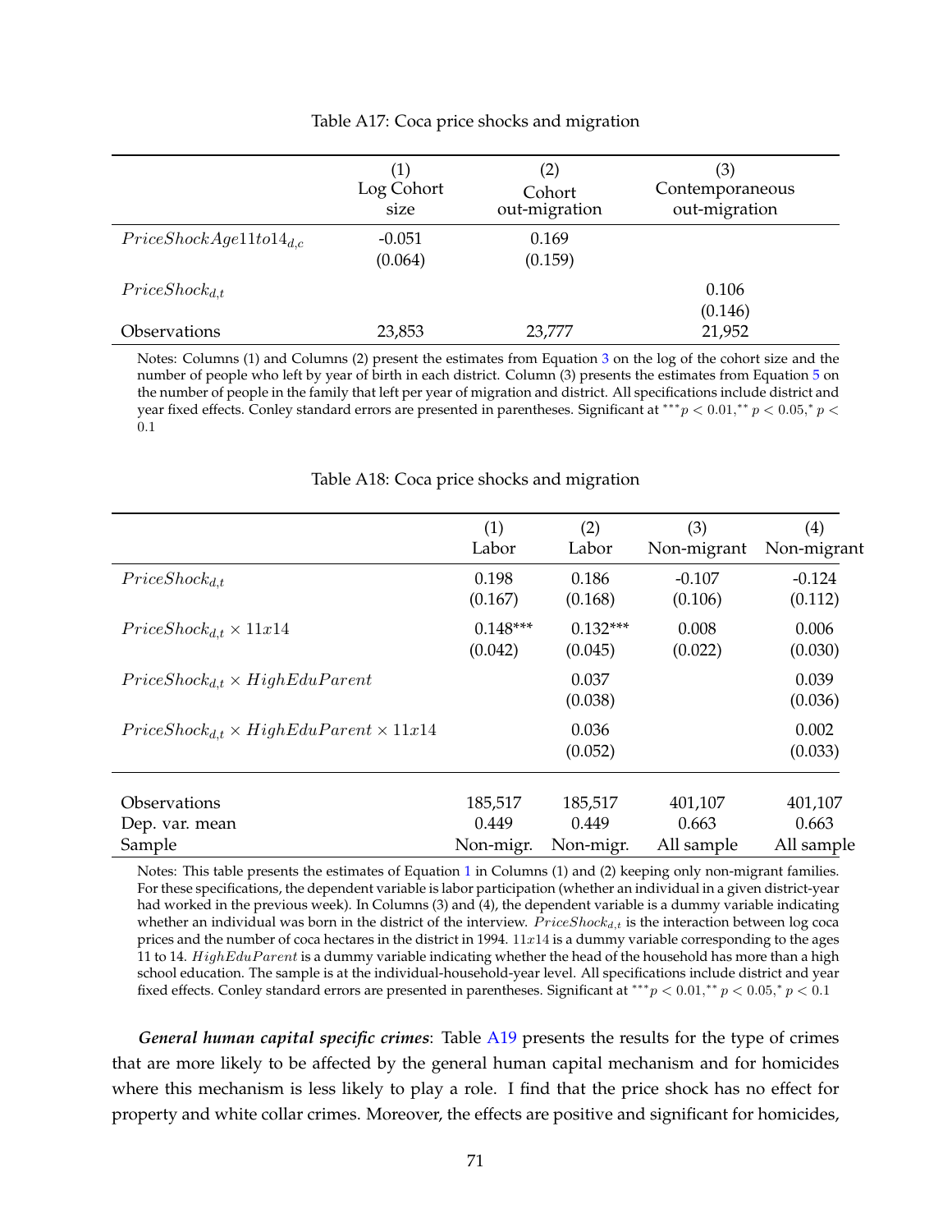Table A17: Coca price shocks and migration

| | (1) Log Cohort size | (2) Cohort out-migration | (3) Contemporaneous out-migration |
|---|---|---|---|
| $PriceShockAge11to14_{d,c}$ | -0.051 | 0.169 | |
| | (0.064) | (0.159) | |
| $PriceShock_{d,t}$ | | | 0.106 |
| | | | (0.146) |
| Observations | 23,853 | 23,777 | 21,952 |

Notes: Columns (1) and Columns (2) present the estimates from Equation 3 on the log of the cohort size and the number of people who left by year of birth in each district. Column (3) presents the estimates from Equation 5 on the number of people in the family that left per year of migration and district. All specifications include district and year fixed effects. Conley standard errors are presented in parentheses. Significant at $^{***}p < 0.01, ^{**} p < 0.05, ^{*} p < 0.1$

Table A18: Coca price shocks and migration

| | (1) Labor | (2) Labor | (3) Non-migrant | (4) Non-migrant |
|---|---|---|---|---|
| $PriceShock_{d,t}$ | 0.198 | 0.186 | -0.107 | -0.124 |
| | (0.167) | (0.168) | (0.106) | (0.112) |
| $PriceShock_{d,t} \times 11x14$ | 0.148*** | 0.132*** | 0.008 | 0.006 |
| | (0.042) | (0.045) | (0.022) | (0.030) |
| $PriceShock_{d,t} \times HighEduParent$ | | 0.037 | | 0.039 |
| | | (0.038) | | (0.036) |
| $PriceShock_{d,t} \times HighEduParent \times 11x14$ | | 0.036 | | 0.002 |
| | | (0.052) | | (0.033) |
| Observations | 185,517 | 185,517 | 401,107 | 401,107 |
| Dep. var. mean | 0.449 | 0.449 | 0.663 | 0.663 |
| Sample | Non-migr. | Non-migr. | All sample | All sample |

Notes: This table presents the estimates of Equation 1 in Columns (1) and (2) keeping only non-migrant families. For these specifications, the dependent variable is labor participation (whether an individual in a given district-year had worked in the previous week). In Columns (3) and (4), the dependent variable is a dummy variable indicating whether an individual was born in the district of the interview. $PriceShock_{d,t}$ is the interaction between log coca prices and the number of coca hectares in the district in 1994. $11x14$ is a dummy variable corresponding to the ages 11 to 14. $HighEduParent$ is a dummy variable indicating whether the head of the household has more than a high school education. The sample is at the individual-household-year level. All specifications include district and year fixed effects. Conley standard errors are presented in parentheses. Significant at $^{***}p < 0.01, ^{**} p < 0.05, ^{*} p < 0.1$

***General human capital specific crimes***: Table A19 presents the results for the type of crimes that are more likely to be affected by the general human capital mechanism and for homicides where this mechanism is less likely to play a role. I find that the price shock has no effect for property and white collar crimes. Moreover, the effects are positive and significant for homicides,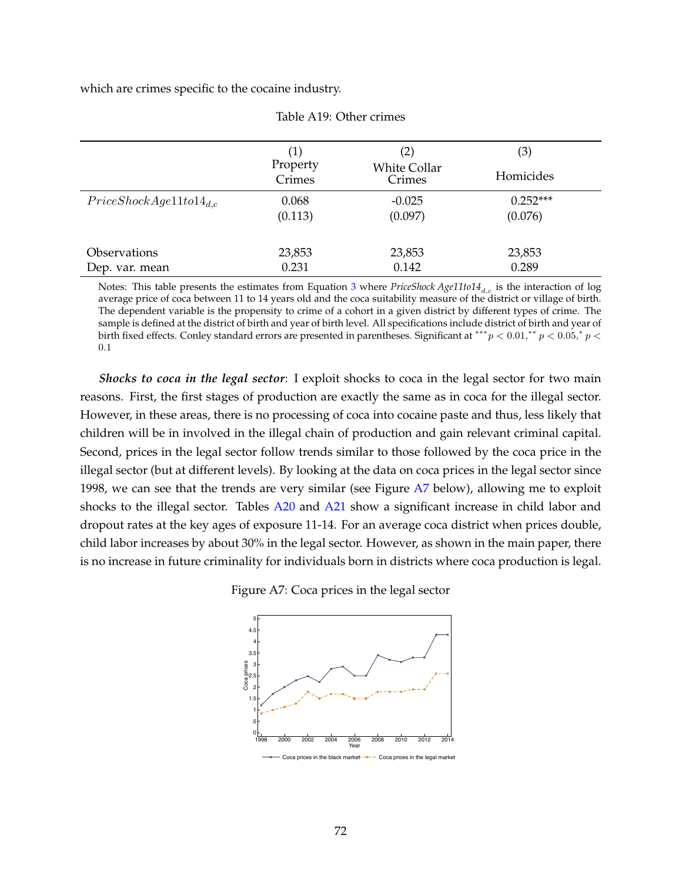which are crimes specific to the cocaine industry.

Table A19: Other crimes

| | (1) Property Crimes | (2) White Collar Crimes | (3) Homicides |
|---|---|---|---|
| $PriceShockAge11to14_{d,c}$ | 0.068 | -0.025 | 0.252*** |
| | (0.113) | (0.097) | (0.076) |
| Observations | 23,853 | 23,853 | 23,853 |
| Dep. var. mean | 0.231 | 0.142 | 0.289 |

Notes: This table presents the estimates from Equation 3 where *PriceShock Age11to14*$_{d,c}$ is the interaction of log average price of coca between 11 to 14 years old and the coca suitability measure of the district or village of birth. The dependent variable is the propensity to crime of a cohort in a given district by different types of crime. The sample is defined at the district of birth and year of birth level. All specifications include district of birth and year of birth fixed effects. Conley standard errors are presented in parentheses. Significant at $^{***}p < 0.01, ^{**}p < 0.05, ^{*}p < 0.1$

***Shocks to coca in the legal sector***: I exploit shocks to coca in the legal sector for two main reasons. First, the first stages of production are exactly the same as in coca for the illegal sector. However, in these areas, there is no processing of coca into cocaine paste and thus, less likely that children will be in involved in the illegal chain of production and gain relevant criminal capital. Second, prices in the legal sector follow trends similar to those followed by the coca price in the illegal sector (but at different levels). By looking at the data on coca prices in the legal sector since 1998, we can see that the trends are very similar (see Figure A7 below), allowing me to exploit shocks to the illegal sector. Tables A20 and A21 show a significant increase in child labor and dropout rates at the key ages of exposure 11-14. For an average coca district when prices double, child labor increases by about 30% in the legal sector. However, as shown in the main paper, there is no increase in future criminality for individuals born in districts where coca production is legal.

Figure A7: Coca prices in the legal sector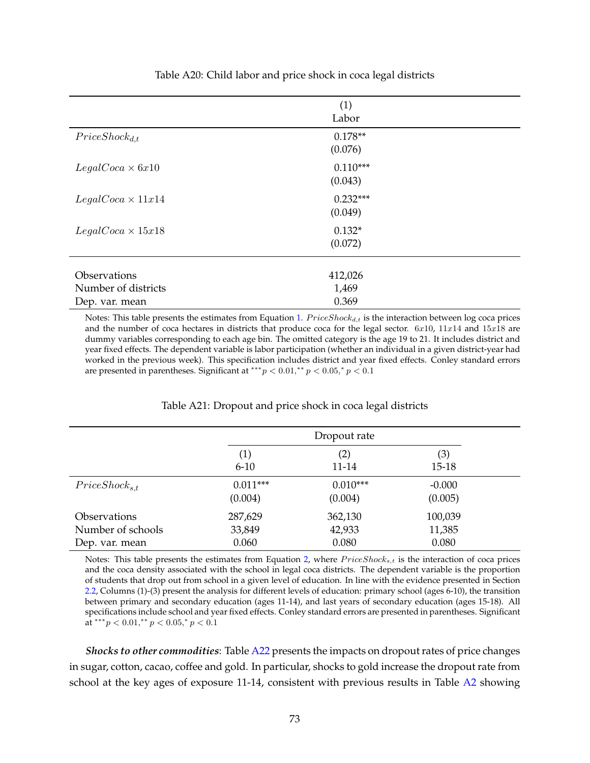Table A20: Child labor and price shock in coca legal districts

| | (1) |
|---|---|
| | Labor |
| $PriceShock_{d,t}$ | 0.178** |
| | (0.076) |
| $LegalCoca \times 6x10$ | 0.110*** |
| | (0.043) |
| $LegalCoca \times 11x14$ | 0.232*** |
| | (0.049) |
| $LegalCoca \times 15x18$ | 0.132* |
| | (0.072) |
| Observations | 412,026 |
| Number of districts | 1,469 |
| Dep. var. mean | 0.369 |

Notes: This table presents the estimates from Equation 1. $PriceShock_{d,t}$ is the interaction between log coca prices and the number of coca hectares in districts that produce coca for the legal sector. $6x10$, $11x14$ and $15x18$ are dummy variables corresponding to each age bin. The omitted category is the age 19 to 21. It includes district and year fixed effects. The dependent variable is labor participation (whether an individual in a given district-year had worked in the previous week). This specification includes district and year fixed effects. Conley standard errors are presented in parentheses. Significant at $^{***}p < 0.01, ^{**}p < 0.05, ^{*}p < 0.1$

Table A21: Dropout and price shock in coca legal districts

| | Dropout rate | | |
|---|---|---|---|
| | (1) | (2) | (3) |
| | 6-10 | 11-14 | 15-18 |
| $PriceShock_{s,t}$ | 0.011*** | 0.010*** | -0.000 |
| | (0.004) | (0.004) | (0.005) |
| Observations | 287,629 | 362,130 | 100,039 |
| Number of schools | 33,849 | 42,933 | 11,385 |
| Dep. var. mean | 0.060 | 0.080 | 0.080 |

Notes: This table presents the estimates from Equation 2, where $PriceShock_{s,t}$ is the interaction of coca prices and the coca density associated with the school in legal coca districts. The dependent variable is the proportion of students that drop out from school in a given level of education. In line with the evidence presented in Section 2.2, Columns (1)-(3) present the analysis for different levels of education: primary school (ages 6-10), the transition between primary and secondary education (ages 11-14), and last years of secondary education (ages 15-18). All specifications include school and year fixed effects. Conley standard errors are presented in parentheses. Significant at $^{***}p < 0.01, ^{**}p < 0.05, ^{*}p < 0.1$

***Shocks to other commodities***: Table A22 presents the impacts on dropout rates of price changes in sugar, cotton, cacao, coffee and gold. In particular, shocks to gold increase the dropout rate from school at the key ages of exposure 11-14, consistent with previous results in Table A2 showing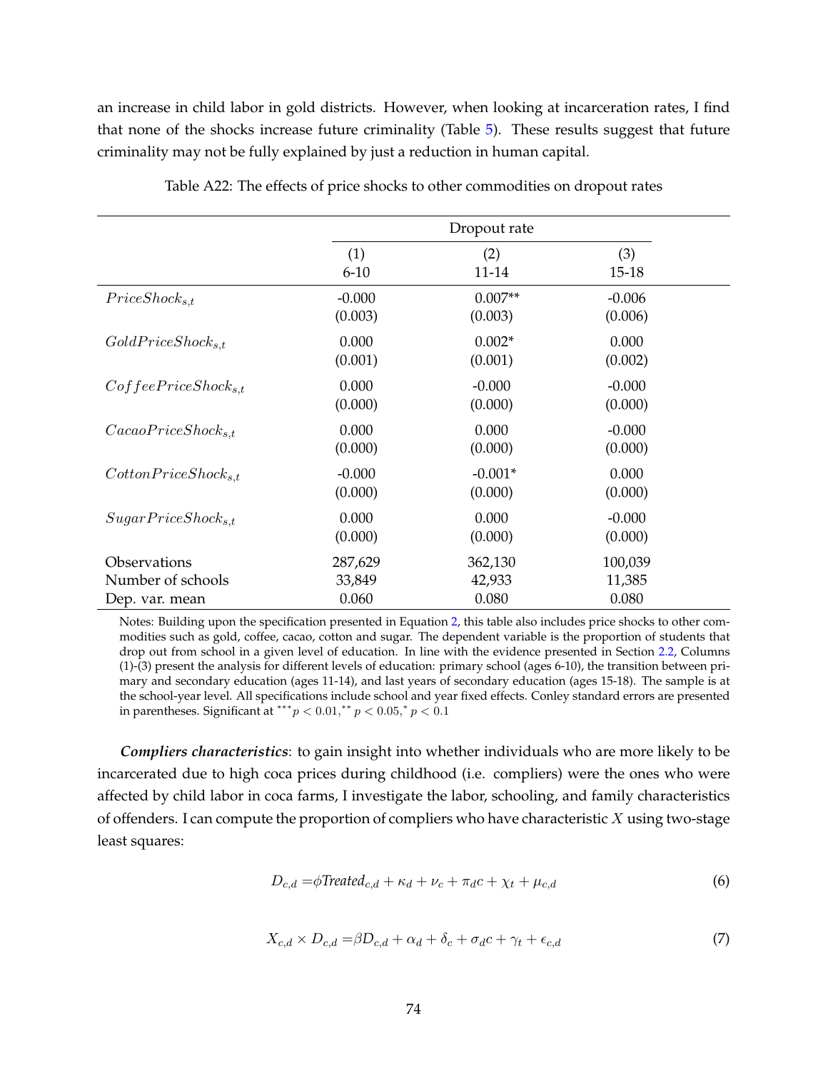an increase in child labor in gold districts. However, when looking at incarceration rates, I find that none of the shocks increase future criminality (Table 5). These results suggest that future criminality may not be fully explained by just a reduction in human capital.

Table A22: The effects of price shocks to other commodities on dropout rates

| | Dropout rate | | |
|---|---|---|---|
| | (1) | (2) | (3) |
| | 6-10 | 11-14 | 15-18 |
| $PriceShock_{s,t}$ | -0.000 | 0.007** | -0.006 |
| | (0.003) | (0.003) | (0.006) |
| $GoldPriceShock_{s,t}$ | 0.000 | 0.002* | 0.000 |
| | (0.001) | (0.001) | (0.002) |
| $CoffeePriceShock_{s,t}$ | 0.000 | -0.000 | -0.000 |
| | (0.000) | (0.000) | (0.000) |
| $CacaoPriceShock_{s,t}$ | 0.000 | 0.000 | -0.000 |
| | (0.000) | (0.000) | (0.000) |
| $CottonPriceShock_{s,t}$ | -0.000 | -0.001* | 0.000 |
| | (0.000) | (0.000) | (0.000) |
| $SugarPriceShock_{s,t}$ | 0.000 | 0.000 | -0.000 |
| | (0.000) | (0.000) | (0.000) |
| Observations | 287,629 | 362,130 | 100,039 |
| Number of schools | 33,849 | 42,933 | 11,385 |
| Dep. var. mean | 0.060 | 0.080 | 0.080 |

Notes: Building upon the specification presented in Equation 2, this table also includes price shocks to other commodities such as gold, coffee, cacao, cotton and sugar. The dependent variable is the proportion of students that drop out from school in a given level of education. In line with the evidence presented in Section 2.2, Columns (1)-(3) present the analysis for different levels of education: primary school (ages 6-10), the transition between primary and secondary education (ages 11-14), and last years of secondary education (ages 15-18). The sample is at the school-year level. All specifications include school and year fixed effects. Conley standard errors are presented in parentheses. Significant at $^{***}p < 0.01, ^{**}p < 0.05, ^{*}p < 0.1$

***Compliers characteristics***: to gain insight into whether individuals who are more likely to be incarcerated due to high coca prices during childhood (i.e. compliers) were the ones who were affected by child labor in coca farms, I investigate the labor, schooling, and family characteristics of offenders. I can compute the proportion of compliers who have characteristic $X$ using two-stage least squares:

$$D_{c,d} = \phi Treated_{c,d} + \kappa_d + \nu_c + \pi_d c + \chi_t + \mu_{c,d} \tag{6}$$

$$X_{c,d} \times D_{c,d} = \beta D_{c,d} + \alpha_d + \delta_c + \sigma_d c + \gamma_t + \epsilon_{c,d} \tag{7}$$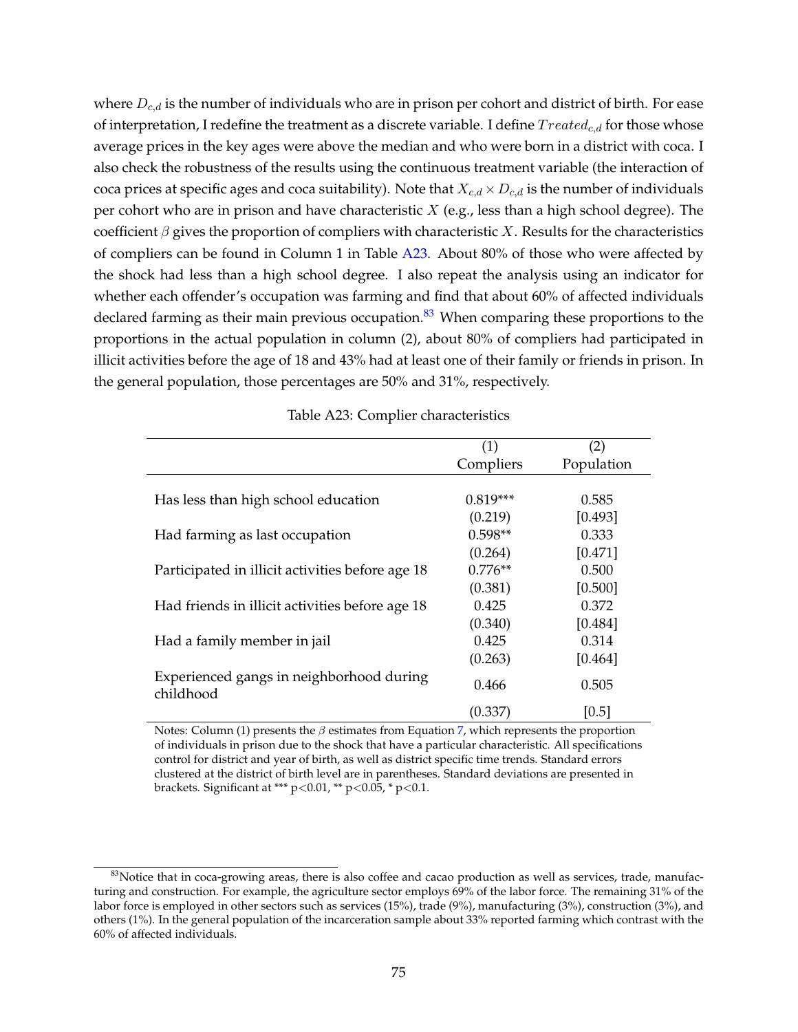where $D_{c,d}$ is the number of individuals who are in prison per cohort and district of birth. For ease of interpretation, I redefine the treatment as a discrete variable. I define $Treated_{c,d}$ for those whose average prices in the key ages were above the median and who were born in a district with coca. I also check the robustness of the results using the continuous treatment variable (the interaction of coca prices at specific ages and coca suitability). Note that $X_{c,d} \times D_{c,d}$ is the number of individuals per cohort who are in prison and have characteristic $X$ (e.g., less than a high school degree). The coefficient $\beta$ gives the proportion of compliers with characteristic $X$. Results for the characteristics of compliers can be found in Column 1 in Table A23. About 80% of those who were affected by the shock had less than a high school degree. I also repeat the analysis using an indicator for whether each offender's occupation was farming and find that about 60% of affected individuals declared farming as their main previous occupation.[83] When comparing these proportions to the proportions in the actual population in column (2), about 80% of compliers had participated in illicit activities before the age of 18 and 43% had at least one of their family or friends in prison. In the general population, those percentages are 50% and 31%, respectively.

Table A23: Complier characteristics

| | (1) Compliers | (2) Population |
|---|---|---|
| Has less than high school education | 0.819*** | 0.585 |
| | (0.219) | [0.493] |
| Had farming as last occupation | 0.598** | 0.333 |
| | (0.264) | [0.471] |
| Participated in illicit activities before age 18 | 0.776** | 0.500 |
| | (0.381) | [0.500] |
| Had friends in illicit activities before age 18 | 0.425 | 0.372 |
| | (0.340) | [0.484] |
| Had a family member in jail | 0.425 | 0.314 |
| | (0.263) | [0.464] |
| Experienced gangs in neighborhood during childhood | 0.466 | 0.505 |
| | (0.337) | [0.5] |

Notes: Column (1) presents the $\beta$ estimates from Equation 7, which represents the proportion of individuals in prison due to the shock that have a particular characteristic. All specifications control for district and year of birth, as well as district specific time trends. Standard errors clustered at the district of birth level are in parentheses. Standard deviations are presented in brackets. Significant at *** p<0.01, ** p<0.05, * p<0.1.

[83] Notice that in coca-growing areas, there is also coffee and cacao production as well as services, trade, manufacturing and construction. For example, the agriculture sector employs 69% of the labor force. The remaining 31% of the labor force is employed in other sectors such as services (15%), trade (9%), manufacturing (3%), construction (3%), and others (1%). In the general population of the incarceration sample about 33% reported farming which contrast with the 60% of affected individuals.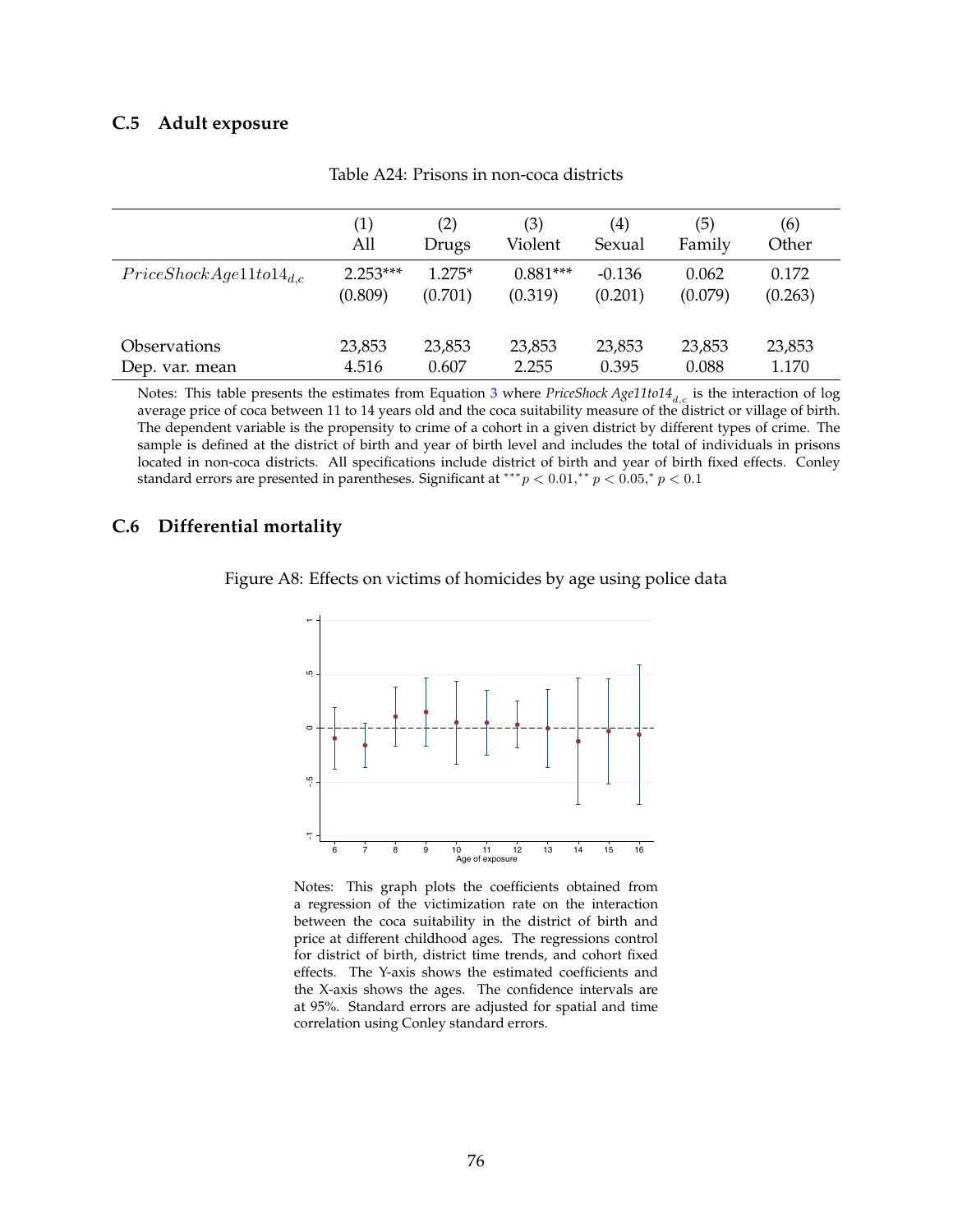### C.5 Adult exposure

Table A24: Prisons in non-coca districts

| | (1)<br>All | (2)<br>Drugs | (3)<br>Violent | (4)<br>Sexual | (5)<br>Family | (6)<br>Other |
|---|---|---|---|---|---|---|
| $PriceShockAge11to14_{d,c}$ | 2.253*** | 1.275* | 0.881*** | -0.136 | 0.062 | 0.172 |
| | (0.809) | (0.701) | (0.319) | (0.201) | (0.079) | (0.263) |
| Observations | 23,853 | 23,853 | 23,853 | 23,853 | 23,853 | 23,853 |
| Dep. var. mean | 4.516 | 0.607 | 2.255 | 0.395 | 0.088 | 1.170 |

Notes: This table presents the estimates from Equation 3 where *PriceShock Age11to14*$_{d,c}$ is the interaction of log average price of coca between 11 to 14 years old and the coca suitability measure of the district or village of birth. The dependent variable is the propensity to crime of a cohort in a given district by different types of crime. The sample is defined at the district of birth and year of birth level and includes the total of individuals in prisons located in non-coca districts. All specifications include district of birth and year of birth fixed effects. Conley standard errors are presented in parentheses. Significant at $^{***}p < 0.01$, $^{**}p < 0.05$, $^{*}p < 0.1$

### C.6 Differential mortality

Figure A8: Effects on victims of homicides by age using police data

Notes: This graph plots the coefficients obtained from a regression of the victimization rate on the interaction between the coca suitability in the district of birth and price at different childhood ages. The regressions control for district of birth, district time trends, and cohort fixed effects. The Y-axis shows the estimated coefficients and the X-axis shows the ages. The confidence intervals are at 95%. Standard errors are adjusted for spatial and time correlation using Conley standard errors.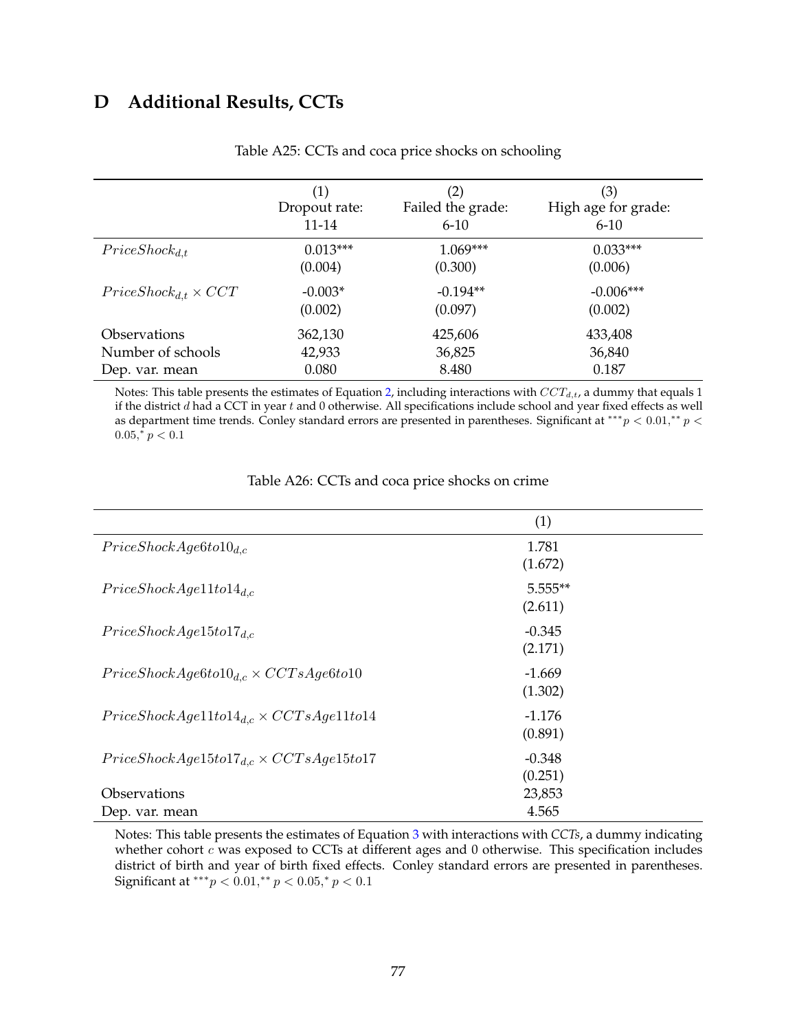# D Additional Results, CCTs

Table A25: CCTs and coca price shocks on schooling

| | (1) Dropout rate: 11-14 | (2) Failed the grade: 6-10 | (3) High age for grade: 6-10 |
|---|---|---|---|
| $PriceShock_{d,t}$ | 0.013*** | 1.069*** | 0.033*** |
| | (0.004) | (0.300) | (0.006) |
| $PriceShock_{d,t} \times CCT$ | -0.003* | -0.194** | -0.006*** |
| | (0.002) | (0.097) | (0.002) |
| Observations | 362,130 | 425,606 | 433,408 |
| Number of schools | 42,933 | 36,825 | 36,840 |
| Dep. var. mean | 0.080 | 8.480 | 0.187 |

Notes: This table presents the estimates of Equation 2, including interactions with $CCT_{d,t}$, a dummy that equals 1 if the district $d$ had a CCT in year $t$ and 0 otherwise. All specifications include school and year fixed effects as well as department time trends. Conley standard errors are presented in parentheses. Significant at $^{***}p < 0.01, ^{**}p < 0.05, ^{*}p < 0.1$

Table A26: CCTs and coca price shocks on crime

| | (1) |
|---|---|
| $PriceShockAge6to10_{d,c}$ | 1.781 |
| | (1.672) |
| $PriceShockAge11to14_{d,c}$ | 5.555** |
| | (2.611) |
| $PriceShockAge15to17_{d,c}$ | -0.345 |
| | (2.171) |
| $PriceShockAge6to10_{d,c} \times CCTsAge6to10$ | -1.669 |
| | (1.302) |
| $PriceShockAge11to14_{d,c} \times CCTsAge11to14$ | -1.176 |
| | (0.891) |
| $PriceShockAge15to17_{d,c} \times CCTsAge15to17$ | -0.348 |
| | (0.251) |
| Observations | 23,853 |
| Dep. var. mean | 4.565 |

Notes: This table presents the estimates of Equation 3 with interactions with *CCTs*, a dummy indicating whether cohort $c$ was exposed to CCTs at different ages and 0 otherwise. This specification includes district of birth and year of birth fixed effects. Conley standard errors are presented in parentheses. Significant at $^{***}p < 0.01, ^{**}p < 0.05, ^{*}p < 0.1$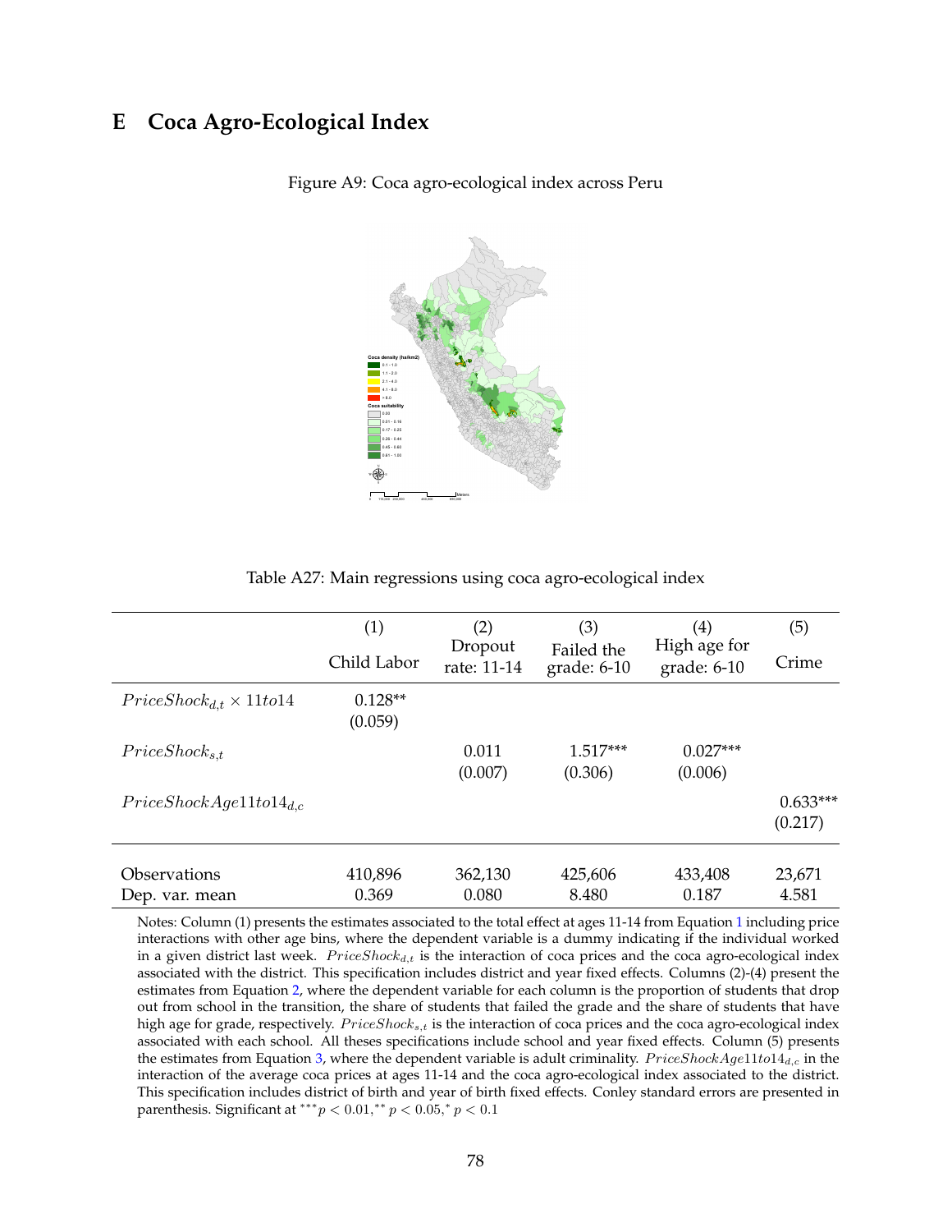# E Coca Agro-Ecological Index

Figure A9: Coca agro-ecological index across Peru

Table A27: Main regressions using coca agro-ecological index

| | (1) Child Labor | (2) Dropout rate: 11-14 | (3) Failed the grade: 6-10 | (4) High age for grade: 6-10 | (5) Crime |
|---|---|---|---|---|---|
| $PriceShock_{d,t} \times 11to14$ | 0.128** | | | | |
| | (0.059) | | | | |
| $PriceShock_{s,t}$ | | 0.011 | 1.517*** | 0.027*** | |
| | | (0.007) | (0.306) | (0.006) | |
| $PriceShockAge11to14_{d,c}$ | | | | | 0.633*** |
| | | | | | (0.217) |
| Observations | 410,896 | 362,130 | 425,606 | 433,408 | 23,671 |
| Dep. var. mean | 0.369 | 0.080 | 8.480 | 0.187 | 4.581 |

Notes: Column (1) presents the estimates associated to the total effect at ages 11-14 from Equation 1 including price interactions with other age bins, where the dependent variable is a dummy indicating if the individual worked in a given district last week. $PriceShock_{d,t}$ is the interaction of coca prices and the coca agro-ecological index associated with the district. This specification includes district and year fixed effects. Columns (2)-(4) present the estimates from Equation 2, where the dependent variable for each column is the proportion of students that drop out from school in the transition, the share of students that failed the grade and the share of students that have high age for grade, respectively. $PriceShock_{s,t}$ is the interaction of coca prices and the coca agro-ecological index associated with each school. All theses specifications include school and year fixed effects. Column (5) presents the estimates from Equation 3, where the dependent variable is adult criminality. $PriceShockAge11to14_{d,c}$ in the interaction of the average coca prices at ages 11-14 and the coca agro-ecological index associated to the district. This specification includes district of birth and year of birth fixed effects. Conley standard errors are presented in parenthesis. Significant at $^{***}p < 0.01, ^{**}p < 0.05, ^{*}p < 0.1$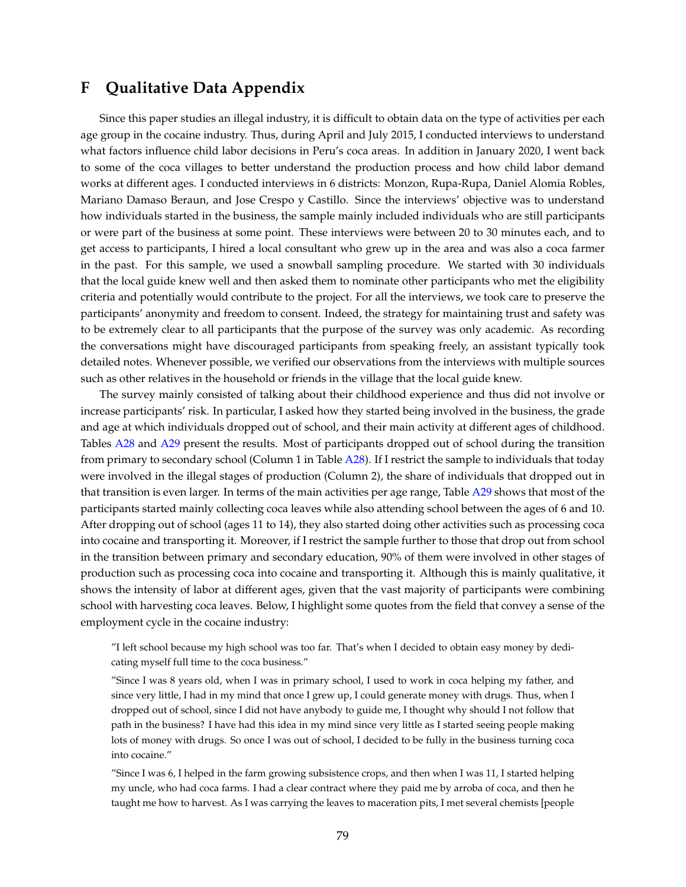# F Qualitative Data Appendix

Since this paper studies an illegal industry, it is difficult to obtain data on the type of activities per each age group in the cocaine industry. Thus, during April and July 2015, I conducted interviews to understand what factors influence child labor decisions in Peru's coca areas. In addition in January 2020, I went back to some of the coca villages to better understand the production process and how child labor demand works at different ages. I conducted interviews in 6 districts: Monzon, Rupa-Rupa, Daniel Alomia Robles, Mariano Damaso Beraun, and Jose Crespo y Castillo. Since the interviews' objective was to understand how individuals started in the business, the sample mainly included individuals who are still participants or were part of the business at some point. These interviews were between 20 to 30 minutes each, and to get access to participants, I hired a local consultant who grew up in the area and was also a coca farmer in the past. For this sample, we used a snowball sampling procedure. We started with 30 individuals that the local guide knew well and then asked them to nominate other participants who met the eligibility criteria and potentially would contribute to the project. For all the interviews, we took care to preserve the participants' anonymity and freedom to consent. Indeed, the strategy for maintaining trust and safety was to be extremely clear to all participants that the purpose of the survey was only academic. As recording the conversations might have discouraged participants from speaking freely, an assistant typically took detailed notes. Whenever possible, we verified our observations from the interviews with multiple sources such as other relatives in the household or friends in the village that the local guide knew.

The survey mainly consisted of talking about their childhood experience and thus did not involve or increase participants' risk. In particular, I asked how they started being involved in the business, the grade and age at which individuals dropped out of school, and their main activity at different ages of childhood. Tables A28 and A29 present the results. Most of participants dropped out of school during the transition from primary to secondary school (Column 1 in Table A28). If I restrict the sample to individuals that today were involved in the illegal stages of production (Column 2), the share of individuals that dropped out in that transition is even larger. In terms of the main activities per age range, Table A29 shows that most of the participants started mainly collecting coca leaves while also attending school between the ages of 6 and 10. After dropping out of school (ages 11 to 14), they also started doing other activities such as processing coca into cocaine and transporting it. Moreover, if I restrict the sample further to those that drop out from school in the transition between primary and secondary education, 90% of them were involved in other stages of production such as processing coca into cocaine and transporting it. Although this is mainly qualitative, it shows the intensity of labor at different ages, given that the vast majority of participants were combining school with harvesting coca leaves. Below, I highlight some quotes from the field that convey a sense of the employment cycle in the cocaine industry:

> "I left school because my high school was too far. That's when I decided to obtain easy money by dedicating myself full time to the coca business."
>
> "Since I was 8 years old, when I was in primary school, I used to work in coca helping my father, and since very little, I had in my mind that once I grew up, I could generate money with drugs. Thus, when I dropped out of school, since I did not have anybody to guide me, I thought why should I not follow that path in the business? I have had this idea in my mind since very little as I started seeing people making lots of money with drugs. So once I was out of school, I decided to be fully in the business turning coca into cocaine."
>
> "Since I was 6, I helped in the farm growing subsistence crops, and then when I was 11, I started helping my uncle, who had coca farms. I had a clear contract where they paid me by arroba of coca, and then he taught me how to harvest. As I was carrying the leaves to maceration pits, I met several chemists [people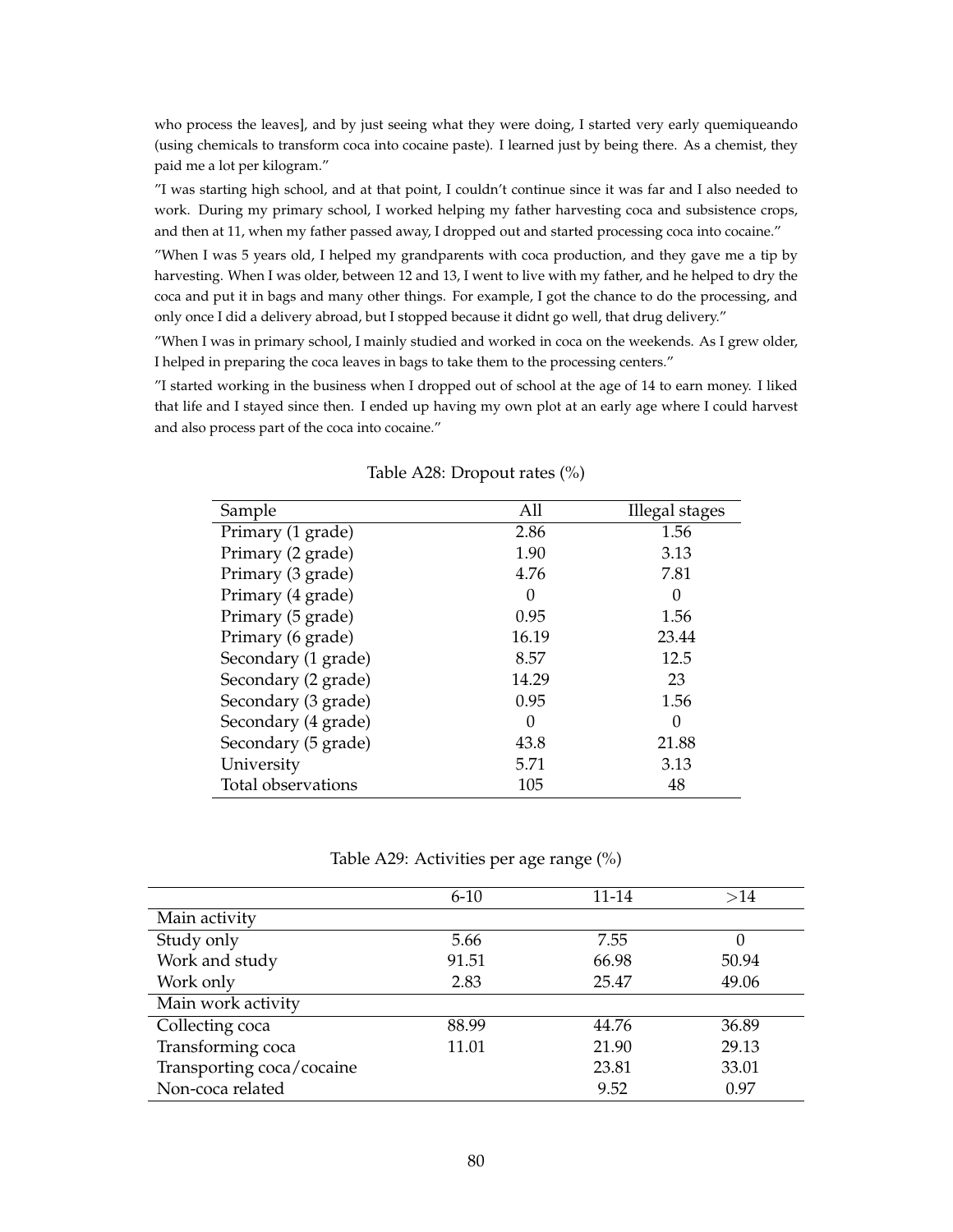who process the leaves], and by just seeing what they were doing, I started very early quemiqueando (using chemicals to transform coca into cocaine paste). I learned just by being there. As a chemist, they paid me a lot per kilogram."

"I was starting high school, and at that point, I couldn't continue since it was far and I also needed to work. During my primary school, I worked helping my father harvesting coca and subsistence crops, and then at 11, when my father passed away, I dropped out and started processing coca into cocaine."

"When I was 5 years old, I helped my grandparents with coca production, and they gave me a tip by harvesting. When I was older, between 12 and 13, I went to live with my father, and he helped to dry the coca and put it in bags and many other things. For example, I got the chance to do the processing, and only once I did a delivery abroad, but I stopped because it didnt go well, that drug delivery."

"When I was in primary school, I mainly studied and worked in coca on the weekends. As I grew older, I helped in preparing the coca leaves in bags to take them to the processing centers."

"I started working in the business when I dropped out of school at the age of 14 to earn money. I liked that life and I stayed since then. I ended up having my own plot at an early age where I could harvest and also process part of the coca into cocaine."

Table A28: Dropout rates (%)

| Sample | All | Illegal stages |
|---|---|---|
| Primary (1 grade) | 2.86 | 1.56 |
| Primary (2 grade) | 1.90 | 3.13 |
| Primary (3 grade) | 4.76 | 7.81 |
| Primary (4 grade) | 0 | 0 |
| Primary (5 grade) | 0.95 | 1.56 |
| Primary (6 grade) | 16.19 | 23.44 |
| Secondary (1 grade) | 8.57 | 12.5 |
| Secondary (2 grade) | 14.29 | 23 |
| Secondary (3 grade) | 0.95 | 1.56 |
| Secondary (4 grade) | 0 | 0 |
| Secondary (5 grade) | 43.8 | 21.88 |
| University | 5.71 | 3.13 |
| Total observations | 105 | 48 |

Table A29: Activities per age range (%)

| | 6-10 | 11-14 | >14 |
|---|---|---|---|
| Main activity | | | |
| Study only | 5.66 | 7.55 | 0 |
| Work and study | 91.51 | 66.98 | 50.94 |
| Work only | 2.83 | 25.47 | 49.06 |
| Main work activity | | | |
| Collecting coca | 88.99 | 44.76 | 36.89 |
| Transforming coca | 11.01 | 21.90 | 29.13 |
| Transporting coca/cocaine | | 23.81 | 33.01 |
| Non-coca related | | 9.52 | 0.97 |